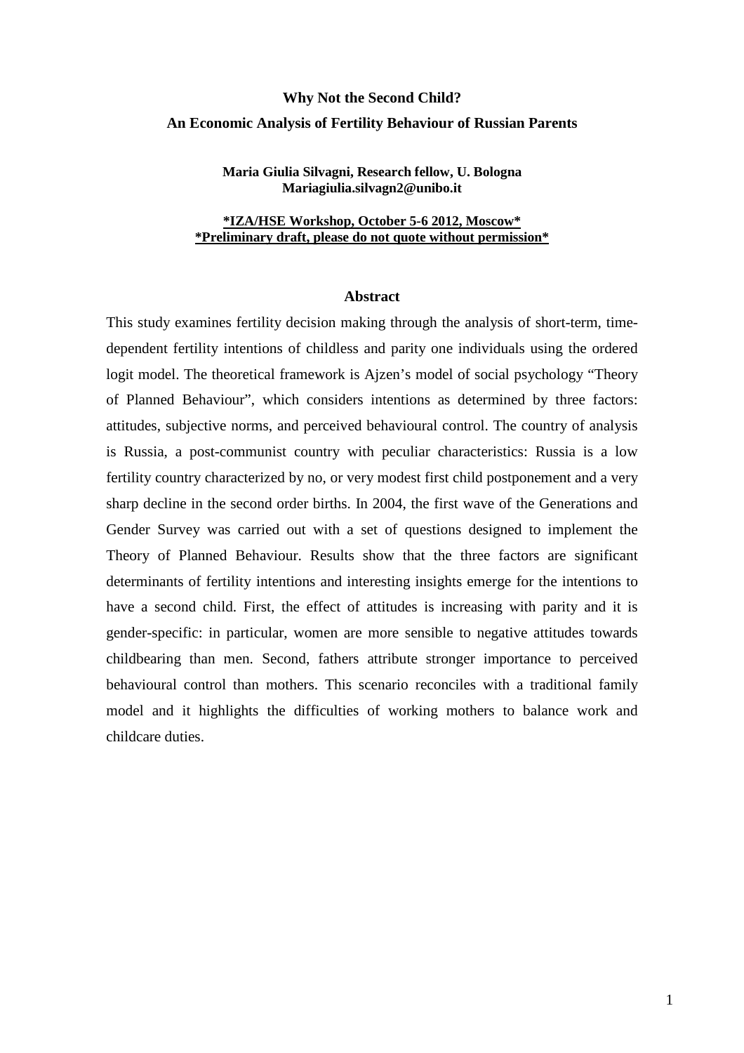# Why Not the Second Child?

## An Economic Analysis of Fertility Behaviour of Russian Parents

**Maria Giulia Silvagni, Research fellow, U. Bologna**
**Mariagiulia.silvagn2@unibo.it**

**\*IZA/HSE Workshop, October 5-6 2012, Moscow\***
**\*Preliminary draft, please do not quote without permission\***

### Abstract

This study examines fertility decision making through the analysis of short-term, time-dependent fertility intentions of childless and parity one individuals using the ordered logit model. The theoretical framework is Ajzen's model of social psychology "Theory of Planned Behaviour", which considers intentions as determined by three factors: attitudes, subjective norms, and perceived behavioural control. The country of analysis is Russia, a post-communist country with peculiar characteristics: Russia is a low fertility country characterized by no, or very modest first child postponement and a very sharp decline in the second order births. In 2004, the first wave of the Generations and Gender Survey was carried out with a set of questions designed to implement the Theory of Planned Behaviour. Results show that the three factors are significant determinants of fertility intentions and interesting insights emerge for the intentions to have a second child. First, the effect of attitudes is increasing with parity and it is gender-specific: in particular, women are more sensible to negative attitudes towards childbearing than men. Second, fathers attribute stronger importance to perceived behavioural control than mothers. This scenario reconciles with a traditional family model and it highlights the difficulties of working mothers to balance work and childcare duties.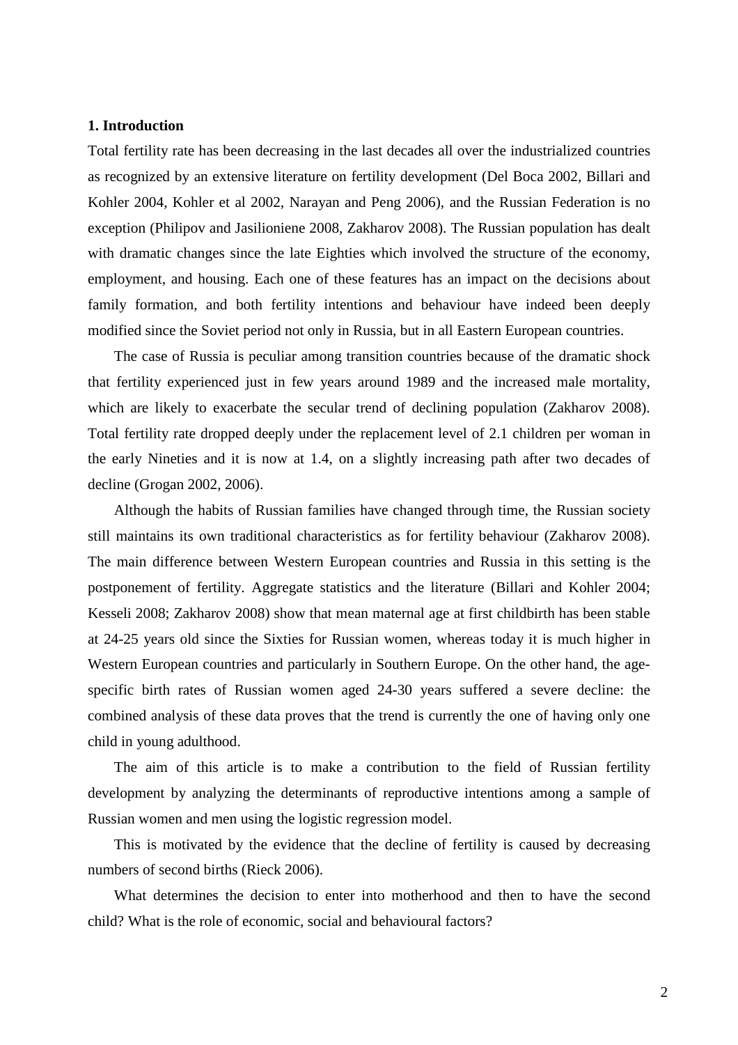## 1. Introduction

Total fertility rate has been decreasing in the last decades all over the industrialized countries as recognized by an extensive literature on fertility development (Del Boca 2002, Billari and Kohler 2004, Kohler et al 2002, Narayan and Peng 2006), and the Russian Federation is no exception (Philipov and Jasilioniene 2008, Zakharov 2008). The Russian population has dealt with dramatic changes since the late Eighties which involved the structure of the economy, employment, and housing. Each one of these features has an impact on the decisions about family formation, and both fertility intentions and behaviour have indeed been deeply modified since the Soviet period not only in Russia, but in all Eastern European countries.

The case of Russia is peculiar among transition countries because of the dramatic shock that fertility experienced just in few years around 1989 and the increased male mortality, which are likely to exacerbate the secular trend of declining population (Zakharov 2008). Total fertility rate dropped deeply under the replacement level of 2.1 children per woman in the early Nineties and it is now at 1.4, on a slightly increasing path after two decades of decline (Grogan 2002, 2006).

Although the habits of Russian families have changed through time, the Russian society still maintains its own traditional characteristics as for fertility behaviour (Zakharov 2008). The main difference between Western European countries and Russia in this setting is the postponement of fertility. Aggregate statistics and the literature (Billari and Kohler 2004; Kesseli 2008; Zakharov 2008) show that mean maternal age at first childbirth has been stable at 24-25 years old since the Sixties for Russian women, whereas today it is much higher in Western European countries and particularly in Southern Europe. On the other hand, the age-specific birth rates of Russian women aged 24-30 years suffered a severe decline: the combined analysis of these data proves that the trend is currently the one of having only one child in young adulthood.

The aim of this article is to make a contribution to the field of Russian fertility development by analyzing the determinants of reproductive intentions among a sample of Russian women and men using the logistic regression model.

This is motivated by the evidence that the decline of fertility is caused by decreasing numbers of second births (Rieck 2006).

What determines the decision to enter into motherhood and then to have the second child? What is the role of economic, social and behavioural factors?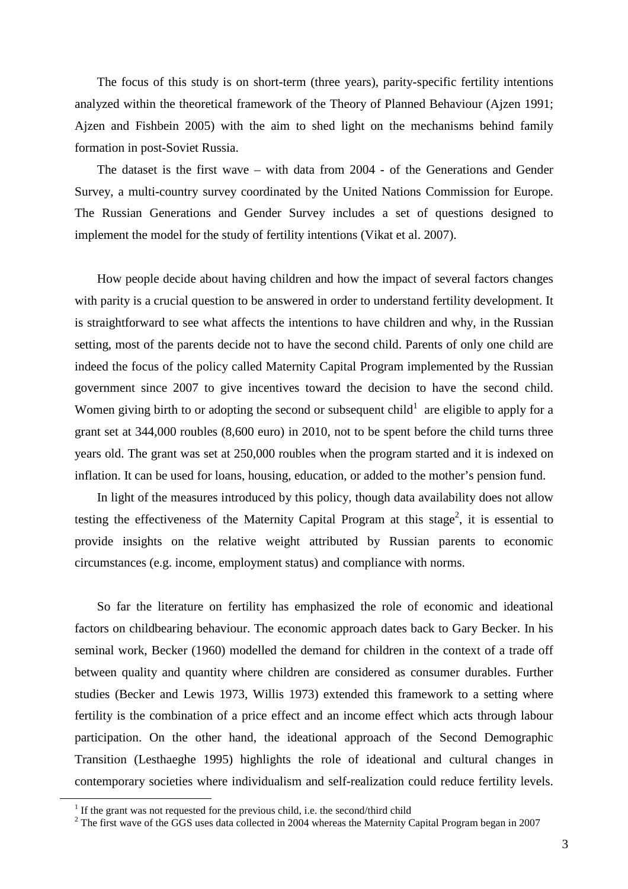The focus of this study is on short-term (three years), parity-specific fertility intentions analyzed within the theoretical framework of the Theory of Planned Behaviour (Ajzen 1991; Ajzen and Fishbein 2005) with the aim to shed light on the mechanisms behind family formation in post-Soviet Russia.

The dataset is the first wave – with data from 2004 - of the Generations and Gender Survey, a multi-country survey coordinated by the United Nations Commission for Europe. The Russian Generations and Gender Survey includes a set of questions designed to implement the model for the study of fertility intentions (Vikat et al. 2007).

How people decide about having children and how the impact of several factors changes with parity is a crucial question to be answered in order to understand fertility development. It is straightforward to see what affects the intentions to have children and why, in the Russian setting, most of the parents decide not to have the second child. Parents of only one child are indeed the focus of the policy called Maternity Capital Program implemented by the Russian government since 2007 to give incentives toward the decision to have the second child. Women giving birth to or adopting the second or subsequent child[1] are eligible to apply for a grant set at 344,000 roubles (8,600 euro) in 2010, not to be spent before the child turns three years old. The grant was set at 250,000 roubles when the program started and it is indexed on inflation. It can be used for loans, housing, education, or added to the mother's pension fund.

In light of the measures introduced by this policy, though data availability does not allow testing the effectiveness of the Maternity Capital Program at this stage[2], it is essential to provide insights on the relative weight attributed by Russian parents to economic circumstances (e.g. income, employment status) and compliance with norms.

So far the literature on fertility has emphasized the role of economic and ideational factors on childbearing behaviour. The economic approach dates back to Gary Becker. In his seminal work, Becker (1960) modelled the demand for children in the context of a trade off between quality and quantity where children are considered as consumer durables. Further studies (Becker and Lewis 1973, Willis 1973) extended this framework to a setting where fertility is the combination of a price effect and an income effect which acts through labour participation. On the other hand, the ideational approach of the Second Demographic Transition (Lesthaeghe 1995) highlights the role of ideational and cultural changes in contemporary societies where individualism and self-realization could reduce fertility levels.

[1] If the grant was not requested for the previous child, i.e. the second/third child

[2] The first wave of the GGS uses data collected in 2004 whereas the Maternity Capital Program began in 2007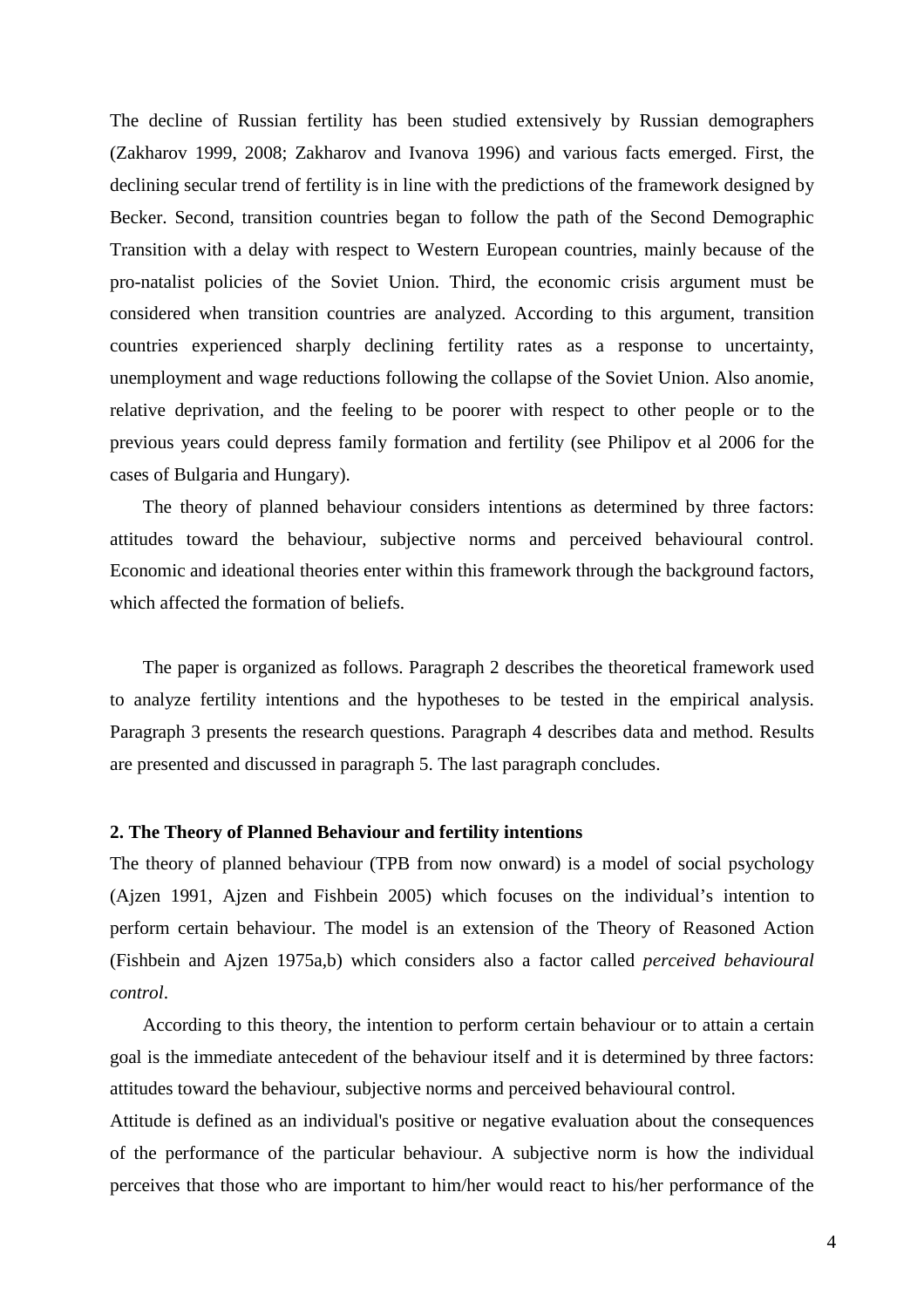The decline of Russian fertility has been studied extensively by Russian demographers (Zakharov 1999, 2008; Zakharov and Ivanova 1996) and various facts emerged. First, the declining secular trend of fertility is in line with the predictions of the framework designed by Becker. Second, transition countries began to follow the path of the Second Demographic Transition with a delay with respect to Western European countries, mainly because of the pro-natalist policies of the Soviet Union. Third, the economic crisis argument must be considered when transition countries are analyzed. According to this argument, transition countries experienced sharply declining fertility rates as a response to uncertainty, unemployment and wage reductions following the collapse of the Soviet Union. Also anomie, relative deprivation, and the feeling to be poorer with respect to other people or to the previous years could depress family formation and fertility (see Philipov et al 2006 for the cases of Bulgaria and Hungary).

The theory of planned behaviour considers intentions as determined by three factors: attitudes toward the behaviour, subjective norms and perceived behavioural control. Economic and ideational theories enter within this framework through the background factors, which affected the formation of beliefs.

The paper is organized as follows. Paragraph 2 describes the theoretical framework used to analyze fertility intentions and the hypotheses to be tested in the empirical analysis. Paragraph 3 presents the research questions. Paragraph 4 describes data and method. Results are presented and discussed in paragraph 5. The last paragraph concludes.

## 2. The Theory of Planned Behaviour and fertility intentions

The theory of planned behaviour (TPB from now onward) is a model of social psychology (Ajzen 1991, Ajzen and Fishbein 2005) which focuses on the individual's intention to perform certain behaviour. The model is an extension of the Theory of Reasoned Action (Fishbein and Ajzen 1975a,b) which considers also a factor called *perceived behavioural control*.

According to this theory, the intention to perform certain behaviour or to attain a certain goal is the immediate antecedent of the behaviour itself and it is determined by three factors: attitudes toward the behaviour, subjective norms and perceived behavioural control.

Attitude is defined as an individual's positive or negative evaluation about the consequences of the performance of the particular behaviour. A subjective norm is how the individual perceives that those who are important to him/her would react to his/her performance of the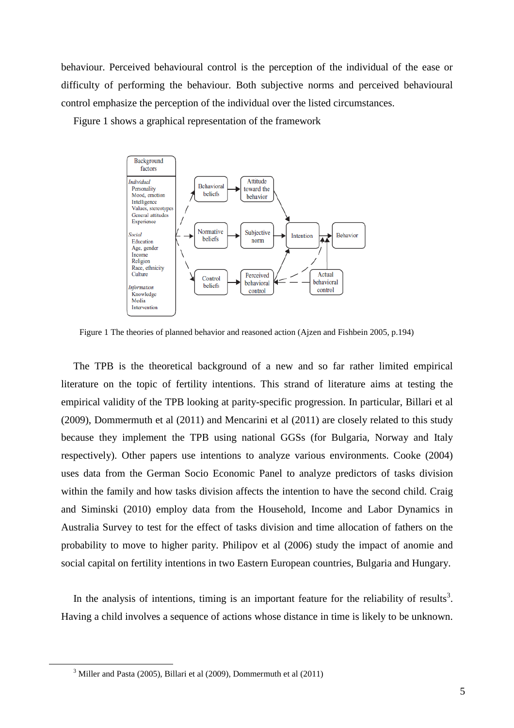behaviour. Perceived behavioural control is the perception of the individual of the ease or difficulty of performing the behaviour. Both subjective norms and perceived behavioural control emphasize the perception of the individual over the listed circumstances.

Figure 1 shows a graphical representation of the framework

Figure 1 The theories of planned behavior and reasoned action (Ajzen and Fishbein 2005, p.194)

The TPB is the theoretical background of a new and so far rather limited empirical literature on the topic of fertility intentions. This strand of literature aims at testing the empirical validity of the TPB looking at parity-specific progression. In particular, Billari et al (2009), Dommermuth et al (2011) and Mencarini et al (2011) are closely related to this study because they implement the TPB using national GGSs (for Bulgaria, Norway and Italy respectively). Other papers use intentions to analyze various environments. Cooke (2004) uses data from the German Socio Economic Panel to analyze predictors of tasks division within the family and how tasks division affects the intention to have the second child. Craig and Siminski (2010) employ data from the Household, Income and Labor Dynamics in Australia Survey to test for the effect of tasks division and time allocation of fathers on the probability to move to higher parity. Philipov et al (2006) study the impact of anomie and social capital on fertility intentions in two Eastern European countries, Bulgaria and Hungary.

In the analysis of intentions, timing is an important feature for the reliability of results[3]. Having a child involves a sequence of actions whose distance in time is likely to be unknown.

[3] Miller and Pasta (2005), Billari et al (2009), Dommermuth et al (2011)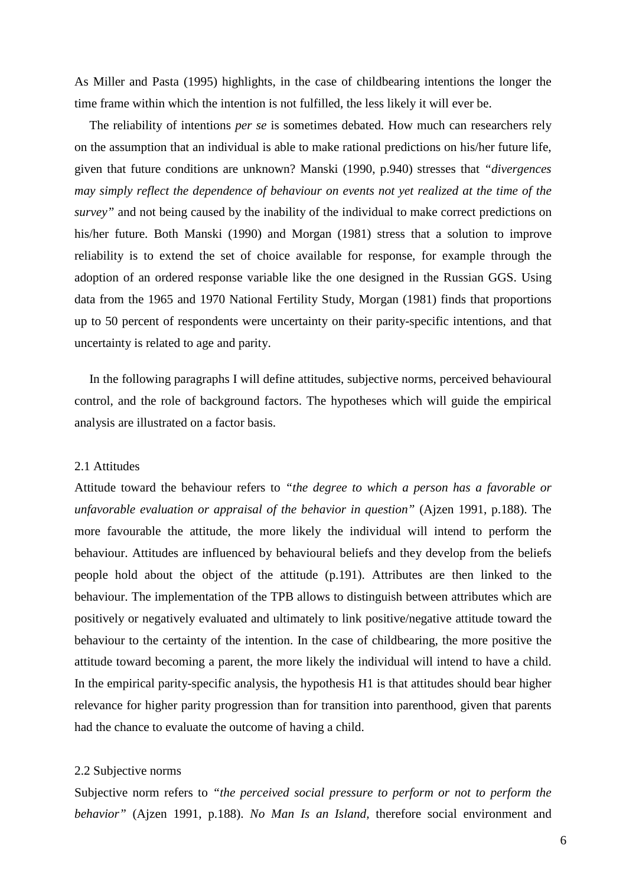As Miller and Pasta (1995) highlights, in the case of childbearing intentions the longer the time frame within which the intention is not fulfilled, the less likely it will ever be.

The reliability of intentions *per se* is sometimes debated. How much can researchers rely on the assumption that an individual is able to make rational predictions on his/her future life, given that future conditions are unknown? Manski (1990, p.940) stresses that *"divergences may simply reflect the dependence of behaviour on events not yet realized at the time of the survey"* and not being caused by the inability of the individual to make correct predictions on his/her future. Both Manski (1990) and Morgan (1981) stress that a solution to improve reliability is to extend the set of choice available for response, for example through the adoption of an ordered response variable like the one designed in the Russian GGS. Using data from the 1965 and 1970 National Fertility Study, Morgan (1981) finds that proportions up to 50 percent of respondents were uncertainty on their parity-specific intentions, and that uncertainty is related to age and parity.

In the following paragraphs I will define attitudes, subjective norms, perceived behavioural control, and the role of background factors. The hypotheses which will guide the empirical analysis are illustrated on a factor basis.

### 2.1 Attitudes

Attitude toward the behaviour refers to *"the degree to which a person has a favorable or unfavorable evaluation or appraisal of the behavior in question"* (Ajzen 1991, p.188). The more favourable the attitude, the more likely the individual will intend to perform the behaviour. Attitudes are influenced by behavioural beliefs and they develop from the beliefs people hold about the object of the attitude (p.191). Attributes are then linked to the behaviour. The implementation of the TPB allows to distinguish between attributes which are positively or negatively evaluated and ultimately to link positive/negative attitude toward the behaviour to the certainty of the intention. In the case of childbearing, the more positive the attitude toward becoming a parent, the more likely the individual will intend to have a child. In the empirical parity-specific analysis, the hypothesis H1 is that attitudes should bear higher relevance for higher parity progression than for transition into parenthood, given that parents had the chance to evaluate the outcome of having a child.

### 2.2 Subjective norms

Subjective norm refers to *"the perceived social pressure to perform or not to perform the behavior"* (Ajzen 1991, p.188). *No Man Is an Island,* therefore social environment and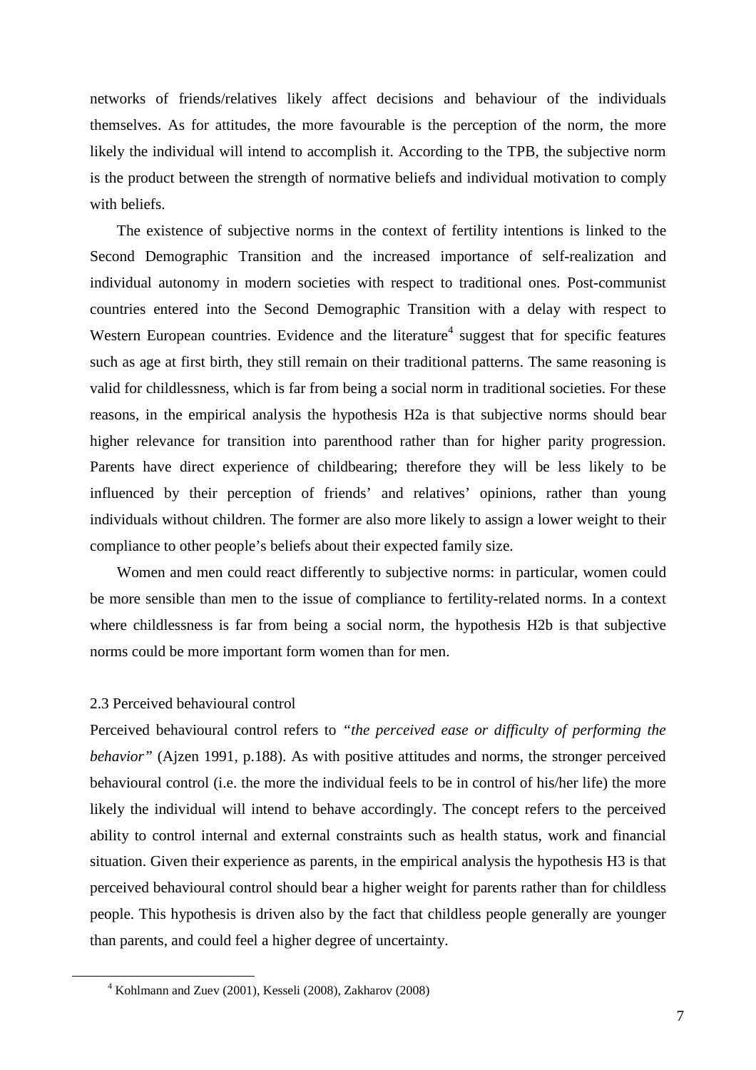networks of friends/relatives likely affect decisions and behaviour of the individuals themselves. As for attitudes, the more favourable is the perception of the norm, the more likely the individual will intend to accomplish it. According to the TPB, the subjective norm is the product between the strength of normative beliefs and individual motivation to comply with beliefs.

The existence of subjective norms in the context of fertility intentions is linked to the Second Demographic Transition and the increased importance of self-realization and individual autonomy in modern societies with respect to traditional ones. Post-communist countries entered into the Second Demographic Transition with a delay with respect to Western European countries. Evidence and the literature[4] suggest that for specific features such as age at first birth, they still remain on their traditional patterns. The same reasoning is valid for childlessness, which is far from being a social norm in traditional societies. For these reasons, in the empirical analysis the hypothesis H2a is that subjective norms should bear higher relevance for transition into parenthood rather than for higher parity progression. Parents have direct experience of childbearing; therefore they will be less likely to be influenced by their perception of friends' and relatives' opinions, rather than young individuals without children. The former are also more likely to assign a lower weight to their compliance to other people's beliefs about their expected family size.

Women and men could react differently to subjective norms: in particular, women could be more sensible than men to the issue of compliance to fertility-related norms. In a context where childlessness is far from being a social norm, the hypothesis H2b is that subjective norms could be more important form women than for men.

### 2.3 Perceived behavioural control

Perceived behavioural control refers to *"the perceived ease or difficulty of performing the behavior"* (Ajzen 1991, p.188). As with positive attitudes and norms, the stronger perceived behavioural control (i.e. the more the individual feels to be in control of his/her life) the more likely the individual will intend to behave accordingly. The concept refers to the perceived ability to control internal and external constraints such as health status, work and financial situation. Given their experience as parents, in the empirical analysis the hypothesis H3 is that perceived behavioural control should bear a higher weight for parents rather than for childless people. This hypothesis is driven also by the fact that childless people generally are younger than parents, and could feel a higher degree of uncertainty.

[4] Kohlmann and Zuev (2001), Kesseli (2008), Zakharov (2008)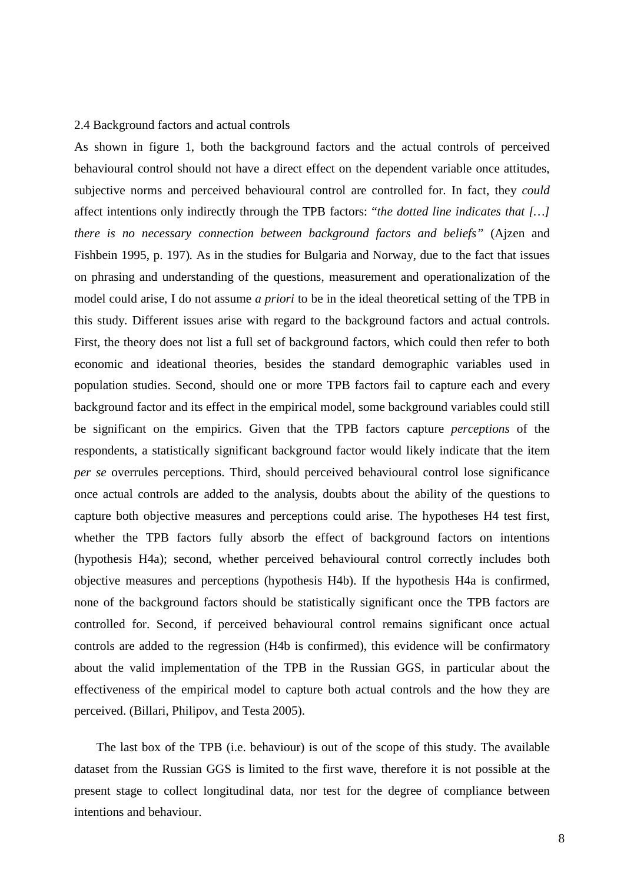### 2.4 Background factors and actual controls

As shown in figure 1, both the background factors and the actual controls of perceived behavioural control should not have a direct effect on the dependent variable once attitudes, subjective norms and perceived behavioural control are controlled for. In fact, they *could* affect intentions only indirectly through the TPB factors: "*the dotted line indicates that […] there is no necessary connection between background factors and beliefs"* (Ajzen and Fishbein 1995, p. 197). As in the studies for Bulgaria and Norway, due to the fact that issues on phrasing and understanding of the questions, measurement and operationalization of the model could arise, I do not assume *a priori* to be in the ideal theoretical setting of the TPB in this study. Different issues arise with regard to the background factors and actual controls. First, the theory does not list a full set of background factors, which could then refer to both economic and ideational theories, besides the standard demographic variables used in population studies. Second, should one or more TPB factors fail to capture each and every background factor and its effect in the empirical model, some background variables could still be significant on the empirics. Given that the TPB factors capture *perceptions* of the respondents, a statistically significant background factor would likely indicate that the item *per se* overrules perceptions. Third, should perceived behavioural control lose significance once actual controls are added to the analysis, doubts about the ability of the questions to capture both objective measures and perceptions could arise. The hypotheses H4 test first, whether the TPB factors fully absorb the effect of background factors on intentions (hypothesis H4a); second, whether perceived behavioural control correctly includes both objective measures and perceptions (hypothesis H4b). If the hypothesis H4a is confirmed, none of the background factors should be statistically significant once the TPB factors are controlled for. Second, if perceived behavioural control remains significant once actual controls are added to the regression (H4b is confirmed), this evidence will be confirmatory about the valid implementation of the TPB in the Russian GGS, in particular about the effectiveness of the empirical model to capture both actual controls and the how they are perceived. (Billari, Philipov, and Testa 2005).

The last box of the TPB (i.e. behaviour) is out of the scope of this study. The available dataset from the Russian GGS is limited to the first wave, therefore it is not possible at the present stage to collect longitudinal data, nor test for the degree of compliance between intentions and behaviour.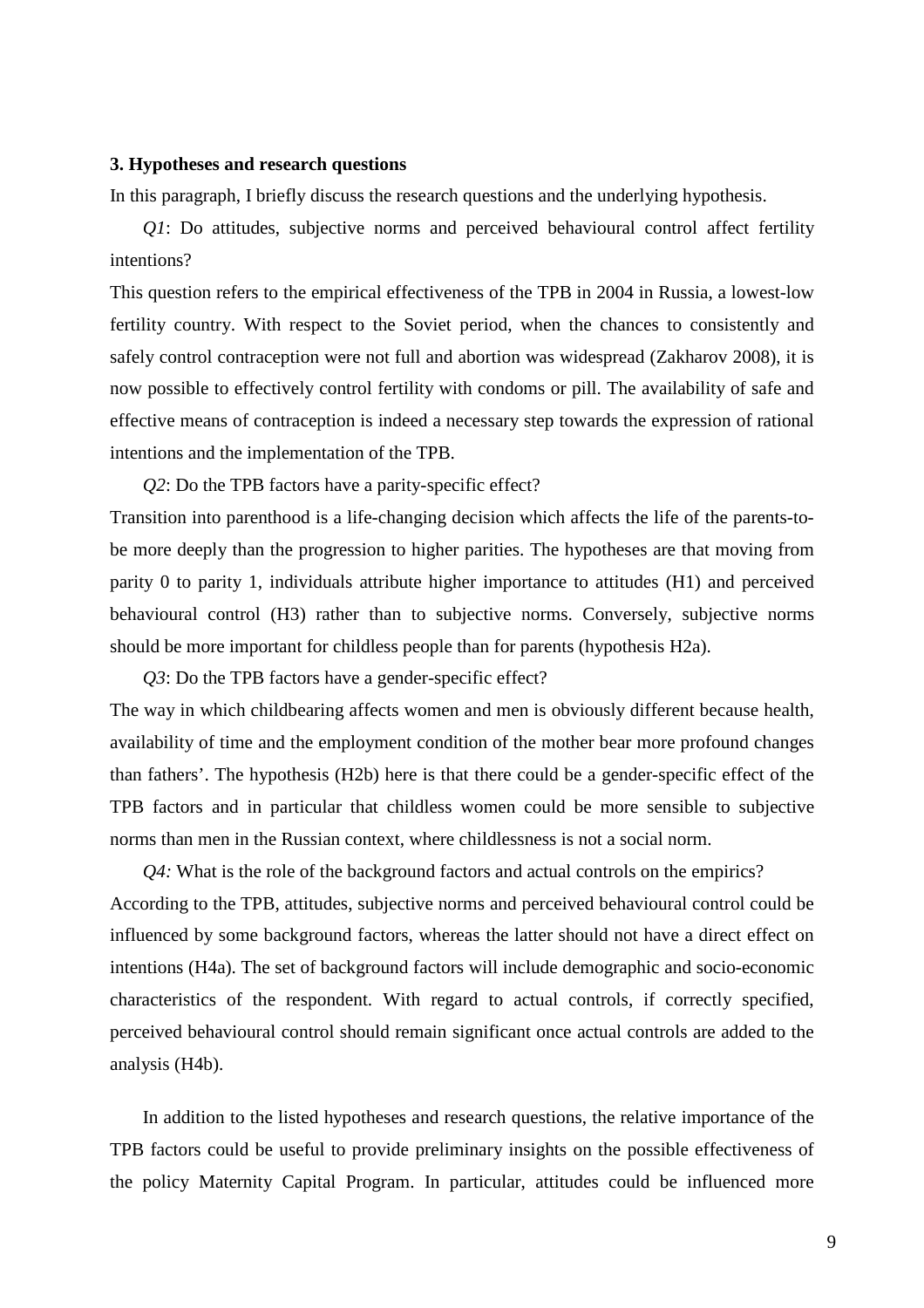### 3. Hypotheses and research questions

In this paragraph, I briefly discuss the research questions and the underlying hypothesis.

*Q1*: Do attitudes, subjective norms and perceived behavioural control affect fertility intentions?

This question refers to the empirical effectiveness of the TPB in 2004 in Russia, a lowest-low fertility country. With respect to the Soviet period, when the chances to consistently and safely control contraception were not full and abortion was widespread (Zakharov 2008), it is now possible to effectively control fertility with condoms or pill. The availability of safe and effective means of contraception is indeed a necessary step towards the expression of rational intentions and the implementation of the TPB.

*Q2*: Do the TPB factors have a parity-specific effect?

Transition into parenthood is a life-changing decision which affects the life of the parents-to-be more deeply than the progression to higher parities. The hypotheses are that moving from parity 0 to parity 1, individuals attribute higher importance to attitudes (H1) and perceived behavioural control (H3) rather than to subjective norms. Conversely, subjective norms should be more important for childless people than for parents (hypothesis H2a).

*Q3*: Do the TPB factors have a gender-specific effect?

The way in which childbearing affects women and men is obviously different because health, availability of time and the employment condition of the mother bear more profound changes than fathers'. The hypothesis (H2b) here is that there could be a gender-specific effect of the TPB factors and in particular that childless women could be more sensible to subjective norms than men in the Russian context, where childlessness is not a social norm.

*Q4:* What is the role of the background factors and actual controls on the empirics?

According to the TPB, attitudes, subjective norms and perceived behavioural control could be influenced by some background factors, whereas the latter should not have a direct effect on intentions (H4a). The set of background factors will include demographic and socio-economic characteristics of the respondent. With regard to actual controls, if correctly specified, perceived behavioural control should remain significant once actual controls are added to the analysis (H4b).

In addition to the listed hypotheses and research questions, the relative importance of the TPB factors could be useful to provide preliminary insights on the possible effectiveness of the policy Maternity Capital Program. In particular, attitudes could be influenced more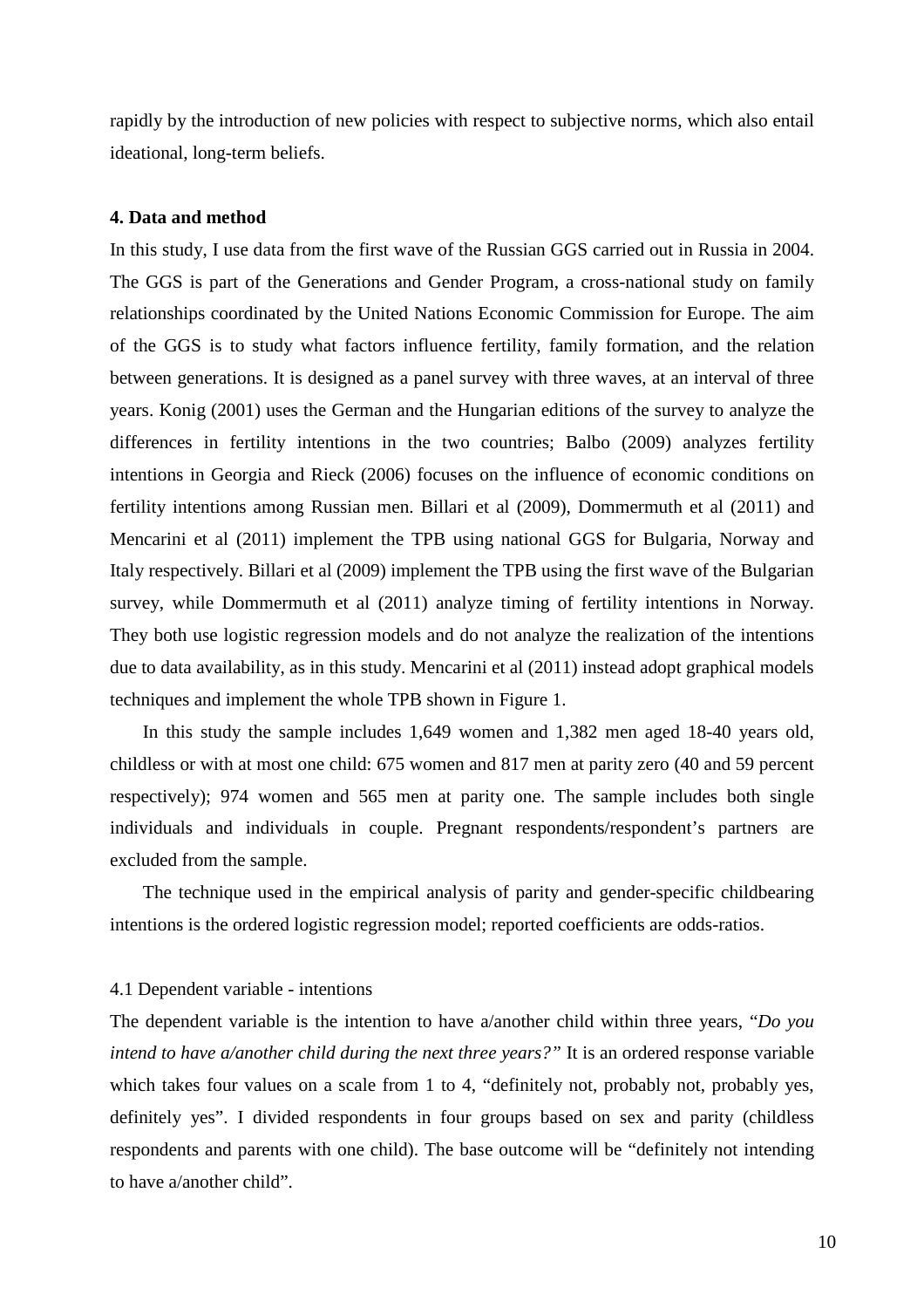rapidly by the introduction of new policies with respect to subjective norms, which also entail ideational, long-term beliefs.

## 4. Data and method

In this study, I use data from the first wave of the Russian GGS carried out in Russia in 2004. The GGS is part of the Generations and Gender Program, a cross-national study on family relationships coordinated by the United Nations Economic Commission for Europe. The aim of the GGS is to study what factors influence fertility, family formation, and the relation between generations. It is designed as a panel survey with three waves, at an interval of three years. Konig (2001) uses the German and the Hungarian editions of the survey to analyze the differences in fertility intentions in the two countries; Balbo (2009) analyzes fertility intentions in Georgia and Rieck (2006) focuses on the influence of economic conditions on fertility intentions among Russian men. Billari et al (2009), Dommermuth et al (2011) and Mencarini et al (2011) implement the TPB using national GGS for Bulgaria, Norway and Italy respectively. Billari et al (2009) implement the TPB using the first wave of the Bulgarian survey, while Dommermuth et al (2011) analyze timing of fertility intentions in Norway. They both use logistic regression models and do not analyze the realization of the intentions due to data availability, as in this study. Mencarini et al (2011) instead adopt graphical models techniques and implement the whole TPB shown in Figure 1.

In this study the sample includes 1,649 women and 1,382 men aged 18-40 years old, childless or with at most one child: 675 women and 817 men at parity zero (40 and 59 percent respectively); 974 women and 565 men at parity one. The sample includes both single individuals and individuals in couple. Pregnant respondents/respondent's partners are excluded from the sample.

The technique used in the empirical analysis of parity and gender-specific childbearing intentions is the ordered logistic regression model; reported coefficients are odds-ratios.

### 4.1 Dependent variable - intentions

The dependent variable is the intention to have a/another child within three years, "*Do you intend to have a/another child during the next three years?*" It is an ordered response variable which takes four values on a scale from 1 to 4, "definitely not, probably not, probably yes, definitely yes". I divided respondents in four groups based on sex and parity (childless respondents and parents with one child). The base outcome will be "definitely not intending to have a/another child".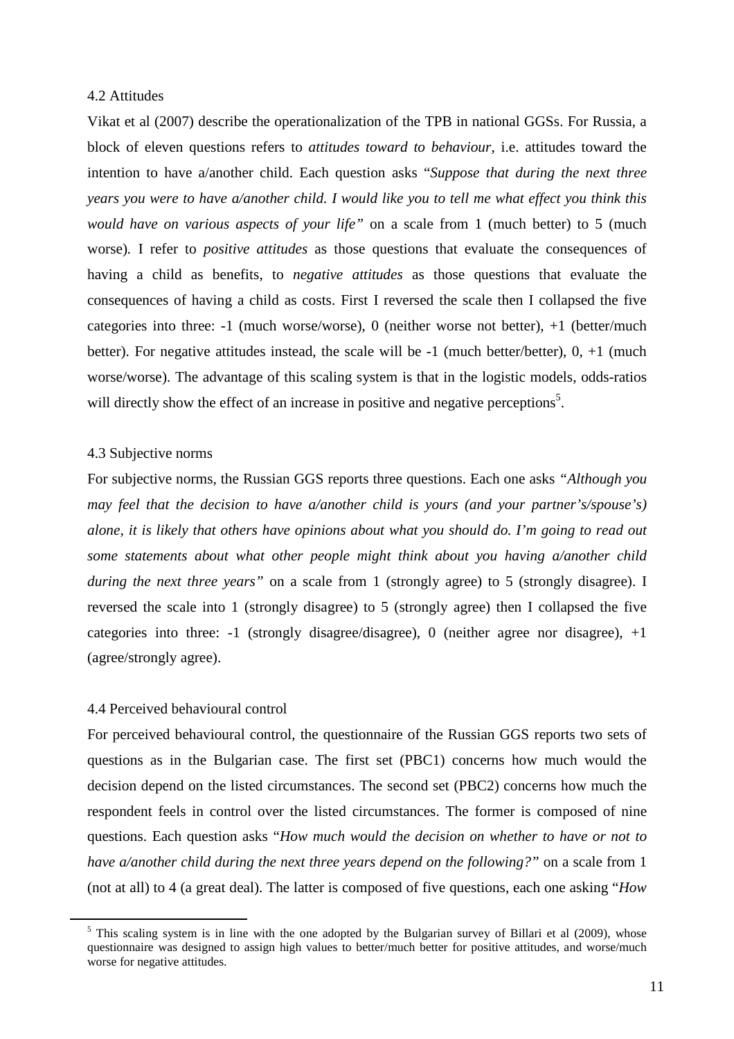### 4.2 Attitudes

Vikat et al (2007) describe the operationalization of the TPB in national GGSs. For Russia, a block of eleven questions refers to *attitudes toward to behaviour,* i.e. attitudes toward the intention to have a/another child. Each question asks "*Suppose that during the next three years you were to have a/another child. I would like you to tell me what effect you think this would have on various aspects of your life"* on a scale from 1 (much better) to 5 (much worse). I refer to *positive attitudes* as those questions that evaluate the consequences of having a child as benefits, to *negative attitudes* as those questions that evaluate the consequences of having a child as costs. First I reversed the scale then I collapsed the five categories into three: -1 (much worse/worse), 0 (neither worse not better), +1 (better/much better). For negative attitudes instead, the scale will be -1 (much better/better), 0, +1 (much worse/worse). The advantage of this scaling system is that in the logistic models, odds-ratios will directly show the effect of an increase in positive and negative perceptions[5].

### 4.3 Subjective norms

For subjective norms, the Russian GGS reports three questions. Each one asks *"Although you may feel that the decision to have a/another child is yours (and your partner's/spouse's) alone, it is likely that others have opinions about what you should do. I'm going to read out some statements about what other people might think about you having a/another child during the next three years"* on a scale from 1 (strongly agree) to 5 (strongly disagree). I reversed the scale into 1 (strongly disagree) to 5 (strongly agree) then I collapsed the five categories into three: -1 (strongly disagree/disagree), 0 (neither agree nor disagree), +1 (agree/strongly agree).

### 4.4 Perceived behavioural control

For perceived behavioural control, the questionnaire of the Russian GGS reports two sets of questions as in the Bulgarian case. The first set (PBC1) concerns how much would the decision depend on the listed circumstances. The second set (PBC2) concerns how much the respondent feels in control over the listed circumstances. The former is composed of nine questions. Each question asks "*How much would the decision on whether to have or not to have a/another child during the next three years depend on the following?"* on a scale from 1 (not at all) to 4 (a great deal). The latter is composed of five questions, each one asking "*How*

[5] This scaling system is in line with the one adopted by the Bulgarian survey of Billari et al (2009), whose questionnaire was designed to assign high values to better/much better for positive attitudes, and worse/much worse for negative attitudes.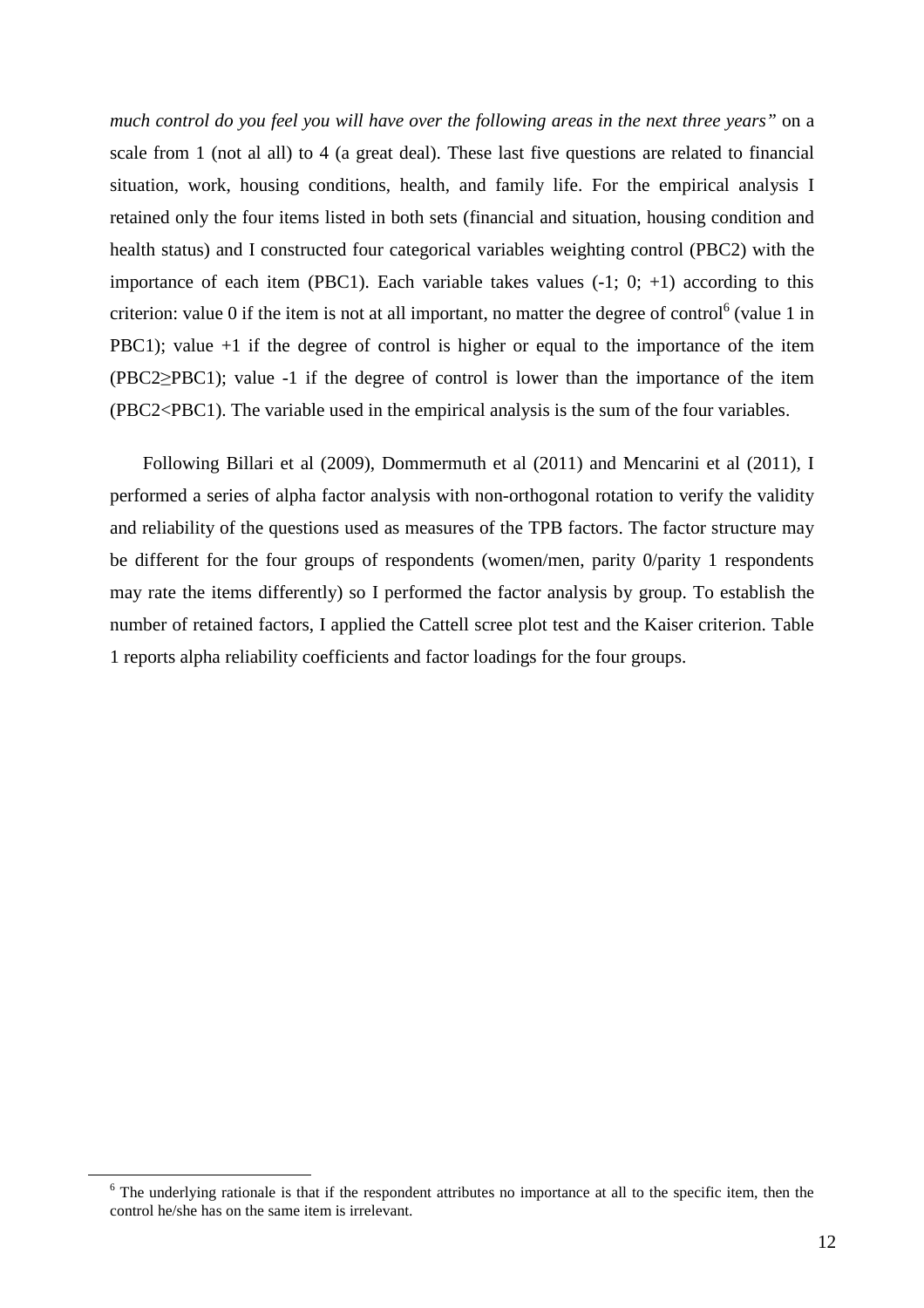*much control do you feel you will have over the following areas in the next three years"* on a scale from 1 (not al all) to 4 (a great deal). These last five questions are related to financial situation, work, housing conditions, health, and family life. For the empirical analysis I retained only the four items listed in both sets (financial and situation, housing condition and health status) and I constructed four categorical variables weighting control (PBC2) with the importance of each item (PBC1). Each variable takes values (-1; 0; +1) according to this criterion: value 0 if the item is not at all important, no matter the degree of control[6] (value 1 in PBC1); value +1 if the degree of control is higher or equal to the importance of the item (PBC2≥PBC1); value -1 if the degree of control is lower than the importance of the item (PBC2<PBC1). The variable used in the empirical analysis is the sum of the four variables.

Following Billari et al (2009), Dommermuth et al (2011) and Mencarini et al (2011), I performed a series of alpha factor analysis with non-orthogonal rotation to verify the validity and reliability of the questions used as measures of the TPB factors. The factor structure may be different for the four groups of respondents (women/men, parity 0/parity 1 respondents may rate the items differently) so I performed the factor analysis by group. To establish the number of retained factors, I applied the Cattell scree plot test and the Kaiser criterion. Table 1 reports alpha reliability coefficients and factor loadings for the four groups.

---

[6] The underlying rationale is that if the respondent attributes no importance at all to the specific item, then the control he/she has on the same item is irrelevant.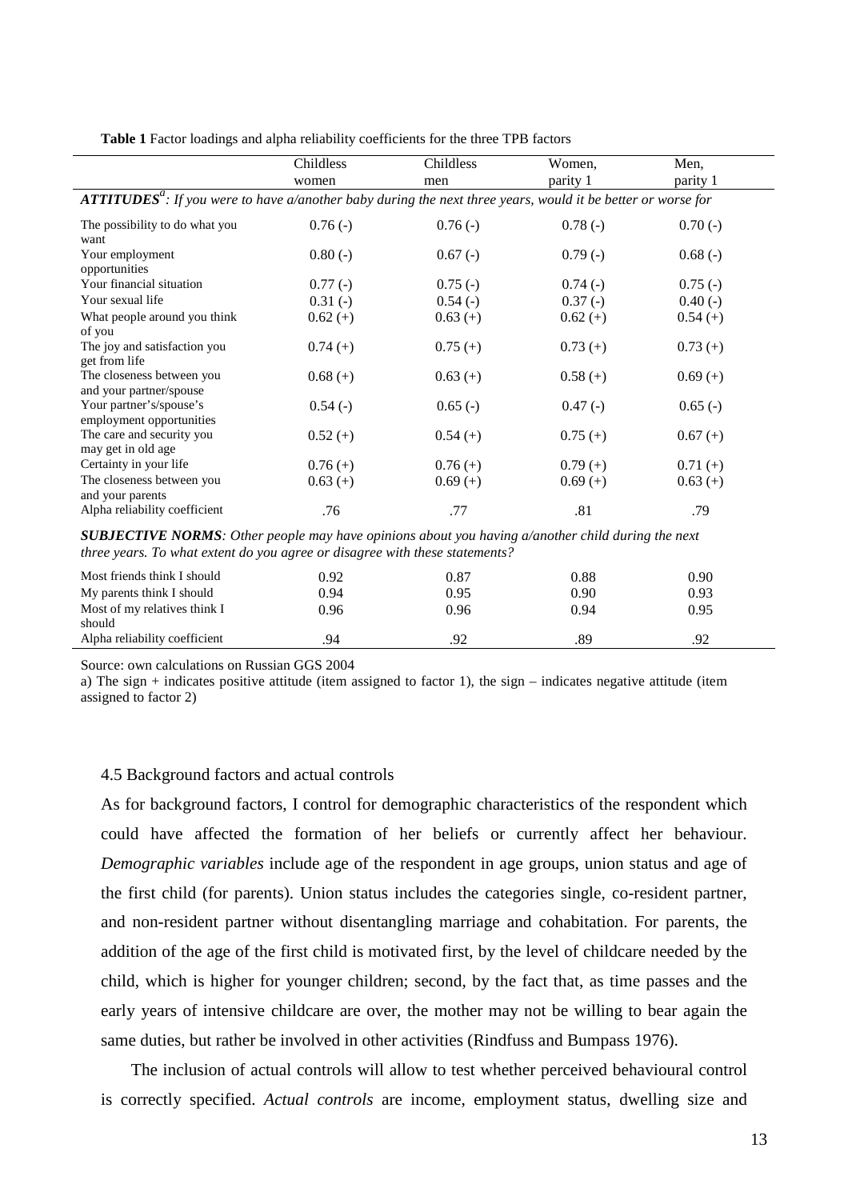**Table 1** Factor loadings and alpha reliability coefficients for the three TPB factors

| | Childless women | Childless men | Women, parity 1 | Men, parity 1 |
|---|---|---|---|---|
| ***ATTITUDES***[a]*: If you were to have a/another baby during the next three years, would it be better or worse for* | | | | |
| The possibility to do what you want | 0.76 (-) | 0.76 (-) | 0.78 (-) | 0.70 (-) |
| Your employment opportunities | 0.80 (-) | 0.67 (-) | 0.79 (-) | 0.68 (-) |
| Your financial situation | 0.77 (-) | 0.75 (-) | 0.74 (-) | 0.75 (-) |
| Your sexual life | 0.31 (-) | 0.54 (-) | 0.37 (-) | 0.40 (-) |
| What people around you think of you | 0.62 (+) | 0.63 (+) | 0.62 (+) | 0.54 (+) |
| The joy and satisfaction you get from life | 0.74 (+) | 0.75 (+) | 0.73 (+) | 0.73 (+) |
| The closeness between you and your partner/spouse | 0.68 (+) | 0.63 (+) | 0.58 (+) | 0.69 (+) |
| Your partner's/spouse's employment opportunities | 0.54 (-) | 0.65 (-) | 0.47 (-) | 0.65 (-) |
| The care and security you may get in old age | 0.52 (+) | 0.54 (+) | 0.75 (+) | 0.67 (+) |
| Certainty in your life | 0.76 (+) | 0.76 (+) | 0.79 (+) | 0.71 (+) |
| The closeness between you and your parents | 0.63 (+) | 0.69 (+) | 0.69 (+) | 0.63 (+) |
| Alpha reliability coefficient | .76 | .77 | .81 | .79 |
| ***SUBJECTIVE NORMS****: Other people may have opinions about you having a/another child during the next three years. To what extent do you agree or disagree with these statements?* | | | | |
| Most friends think I should | 0.92 | 0.87 | 0.88 | 0.90 |
| My parents think I should | 0.94 | 0.95 | 0.90 | 0.93 |
| Most of my relatives think I should | 0.96 | 0.96 | 0.94 | 0.95 |
| Alpha reliability coefficient | .94 | .92 | .89 | .92 |

Source: own calculations on Russian GGS 2004

a) The sign + indicates positive attitude (item assigned to factor 1), the sign – indicates negative attitude (item assigned to factor 2)

### 4.5 Background factors and actual controls

As for background factors, I control for demographic characteristics of the respondent which could have affected the formation of her beliefs or currently affect her behaviour. *Demographic variables* include age of the respondent in age groups, union status and age of the first child (for parents). Union status includes the categories single, co-resident partner, and non-resident partner without disentangling marriage and cohabitation. For parents, the addition of the age of the first child is motivated first, by the level of childcare needed by the child, which is higher for younger children; second, by the fact that, as time passes and the early years of intensive childcare are over, the mother may not be willing to bear again the same duties, but rather be involved in other activities (Rindfuss and Bumpass 1976).

The inclusion of actual controls will allow to test whether perceived behavioural control is correctly specified. *Actual controls* are income, employment status, dwelling size and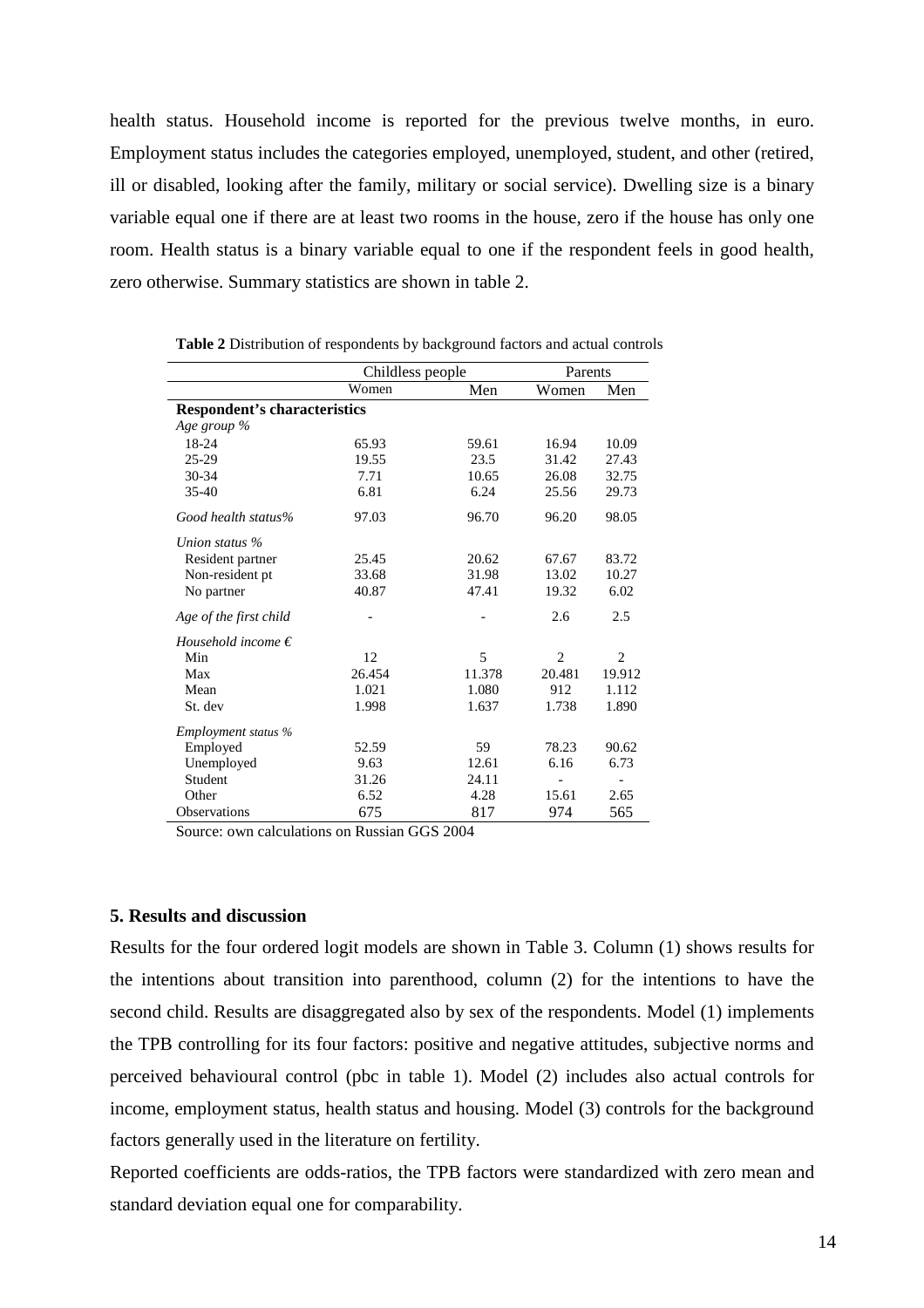health status. Household income is reported for the previous twelve months, in euro. Employment status includes the categories employed, unemployed, student, and other (retired, ill or disabled, looking after the family, military or social service). Dwelling size is a binary variable equal one if there are at least two rooms in the house, zero if the house has only one room. Health status is a binary variable equal to one if the respondent feels in good health, zero otherwise. Summary statistics are shown in table 2.

**Table 2** Distribution of respondents by background factors and actual controls

| | Childless people | | Parents | |
|---|---|---|---|---|
| | Women | Men | Women | Men |
| **Respondent's characteristics** | | | | |
| *Age group %* | | | | |
| 18-24 | 65.93 | 59.61 | 16.94 | 10.09 |
| 25-29 | 19.55 | 23.5 | 31.42 | 27.43 |
| 30-34 | 7.71 | 10.65 | 26.08 | 32.75 |
| 35-40 | 6.81 | 6.24 | 25.56 | 29.73 |
| *Good health status%* | 97.03 | 96.70 | 96.20 | 98.05 |
| *Union status %* | | | | |
| Resident partner | 25.45 | 20.62 | 67.67 | 83.72 |
| Non-resident pt | 33.68 | 31.98 | 13.02 | 10.27 |
| No partner | 40.87 | 47.41 | 19.32 | 6.02 |
| *Age of the first child* | - | - | 2.6 | 2.5 |
| *Household income €* | | | | |
| Min | 12 | 5 | 2 | 2 |
| Max | 26.454 | 11.378 | 20.481 | 19.912 |
| Mean | 1.021 | 1.080 | 912 | 1.112 |
| St. dev | 1.998 | 1.637 | 1.738 | 1.890 |
| *Employment status %* | | | | |
| Employed | 52.59 | 59 | 78.23 | 90.62 |
| Unemployed | 9.63 | 12.61 | 6.16 | 6.73 |
| Student | 31.26 | 24.11 | - | - |
| Other | 6.52 | 4.28 | 15.61 | 2.65 |
| Observations | 675 | 817 | 974 | 565 |

Source: own calculations on Russian GGS 2004

## 5. Results and discussion

Results for the four ordered logit models are shown in Table 3. Column (1) shows results for the intentions about transition into parenthood, column (2) for the intentions to have the second child. Results are disaggregated also by sex of the respondents. Model (1) implements the TPB controlling for its four factors: positive and negative attitudes, subjective norms and perceived behavioural control (pbc in table 1). Model (2) includes also actual controls for income, employment status, health status and housing. Model (3) controls for the background factors generally used in the literature on fertility.

Reported coefficients are odds-ratios, the TPB factors were standardized with zero mean and standard deviation equal one for comparability.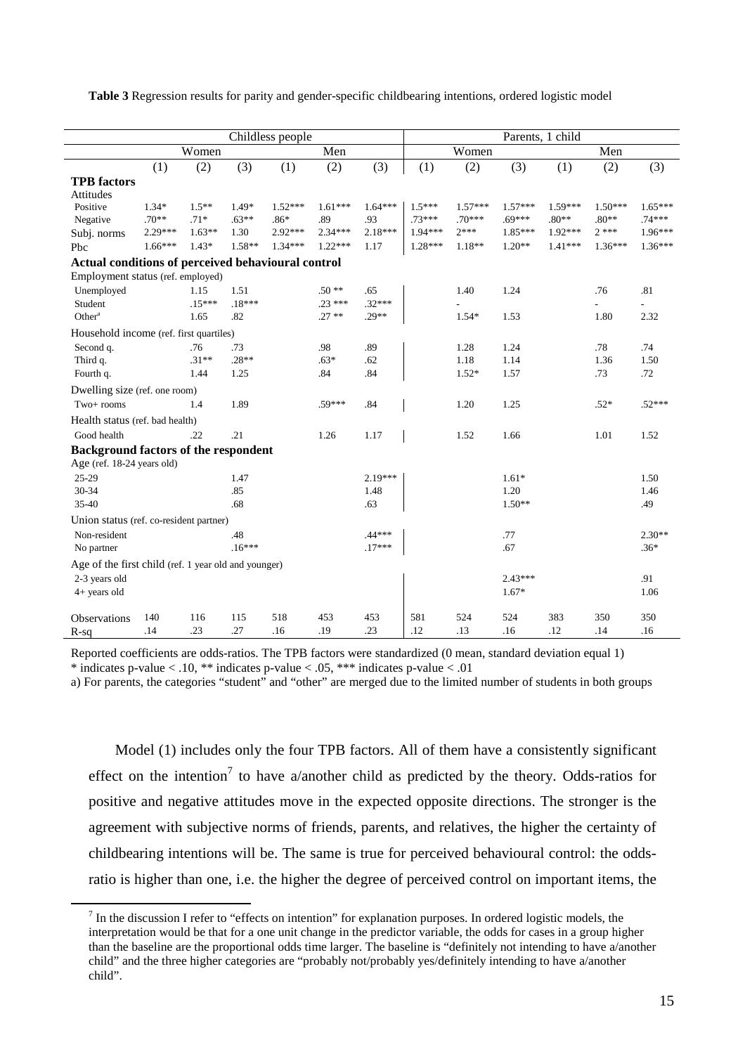**Table 3** Regression results for parity and gender-specific childbearing intentions, ordered logistic model

| | Childless people | | | | | | Parents, 1 child | | | | | |
|---|---|---|---|---|---|---|---|---|---|---|---|---|
| | Women | | | Men | | | Women | | | Men | | |
| | (1) | (2) | (3) | (1) | (2) | (3) | (1) | (2) | (3) | (1) | (2) | (3) |
| **TPB factors** | | | | | | | | | | | | |
| Attitudes | | | | | | | | | | | | |
| Positive | 1.34* | 1.5** | 1.49* | 1.52*** | 1.61*** | 1.64*** | 1.5*** | 1.57*** | 1.57*** | 1.59*** | 1.50*** | 1.65*** |
| Negative | .70** | .71* | .63** | .86* | .89 | .93 | .73*** | .70*** | .69*** | .80** | .80** | .74*** |
| Subj. norms | 2.29*** | 1.63** | 1.30 | 2.92*** | 2.34*** | 2.18*** | 1.94*** | 2*** | 1.85*** | 1.92*** | 2 *** | 1.96*** |
| Pbc | 1.66*** | 1.43* | 1.58** | 1.34*** | 1.22*** | 1.17 | 1.28*** | 1.18** | 1.20** | 1.41*** | 1.36*** | 1.36*** |
| **Actual conditions of perceived behavioural control** | | | | | | | | | | | | |
| Employment status (ref. employed) | | | | | | | | | | | | |
| Unemployed | | 1.15 | 1.51 | | .50 ** | .65 | | 1.40 | 1.24 | | .76 | .81 |
| Student | | .15*** | .18*** | | .23 *** | .32*** | | - | | | - | - |
| Other[a] | | 1.65 | .82 | | .27 ** | .29** | | 1.54* | 1.53 | | 1.80 | 2.32 |
| Household income (ref. first quartiles) | | | | | | | | | | | | |
| Second q. | | .76 | .73 | | .98 | .89 | | 1.28 | 1.24 | | .78 | .74 |
| Third q. | | .31** | .28** | | .63* | .62 | | 1.18 | 1.14 | | 1.36 | 1.50 |
| Fourth q. | | 1.44 | 1.25 | | .84 | .84 | | 1.52* | 1.57 | | .73 | .72 |
| Dwelling size (ref. one room) | | | | | | | | | | | | |
| Two+ rooms | | 1.4 | 1.89 | | .59*** | .84 | | 1.20 | 1.25 | | .52* | .52*** |
| Health status (ref. bad health) | | | | | | | | | | | | |
| Good health | | .22 | .21 | | 1.26 | 1.17 | | 1.52 | 1.66 | | 1.01 | 1.52 |
| **Background factors of the respondent** | | | | | | | | | | | | |
| Age (ref. 18-24 years old) | | | | | | | | | | | | |
| 25-29 | | | 1.47 | | | 2.19*** | | | 1.61* | | | 1.50 |
| 30-34 | | | .85 | | | 1.48 | | | 1.20 | | | 1.46 |
| 35-40 | | | .68 | | | .63 | | | 1.50** | | | .49 |
| Union status (ref. co-resident partner) | | | | | | | | | | | | |
| Non-resident | | | .48 | | | .44*** | | | .77 | | | 2.30** |
| No partner | | | .16*** | | | .17*** | | | .67 | | | .36* |
| Age of the first child (ref. 1 year old and younger) | | | | | | | | | | | | |
| 2-3 years old | | | | | | | | | 2.43*** | | | .91 |
| 4+ years old | | | | | | | | | 1.67* | | | 1.06 |
| Observations | 140 | 116 | 115 | 518 | 453 | 453 | 581 | 524 | 524 | 383 | 350 | 350 |
| R-sq | .14 | .23 | .27 | .16 | .19 | .23 | .12 | .13 | .16 | .12 | .14 | .16 |

Reported coefficients are odds-ratios. The TPB factors were standardized (0 mean, standard deviation equal 1)
* indicates p-value < .10, ** indicates p-value < .05, *** indicates p-value < .01
a) For parents, the categories "student" and "other" are merged due to the limited number of students in both groups

Model (1) includes only the four TPB factors. All of them have a consistently significant effect on the intention[7] to have a/another child as predicted by the theory. Odds-ratios for positive and negative attitudes move in the expected opposite directions. The stronger is the agreement with subjective norms of friends, parents, and relatives, the higher the certainty of childbearing intentions will be. The same is true for perceived behavioural control: the odds-ratio is higher than one, i.e. the higher the degree of perceived control on important items, the

[7] In the discussion I refer to "effects on intention" for explanation purposes. In ordered logistic models, the interpretation would be that for a one unit change in the predictor variable, the odds for cases in a group higher than the baseline are the proportional odds time larger. The baseline is "definitely not intending to have a/another child" and the three higher categories are "probably not/probably yes/definitely intending to have a/another child".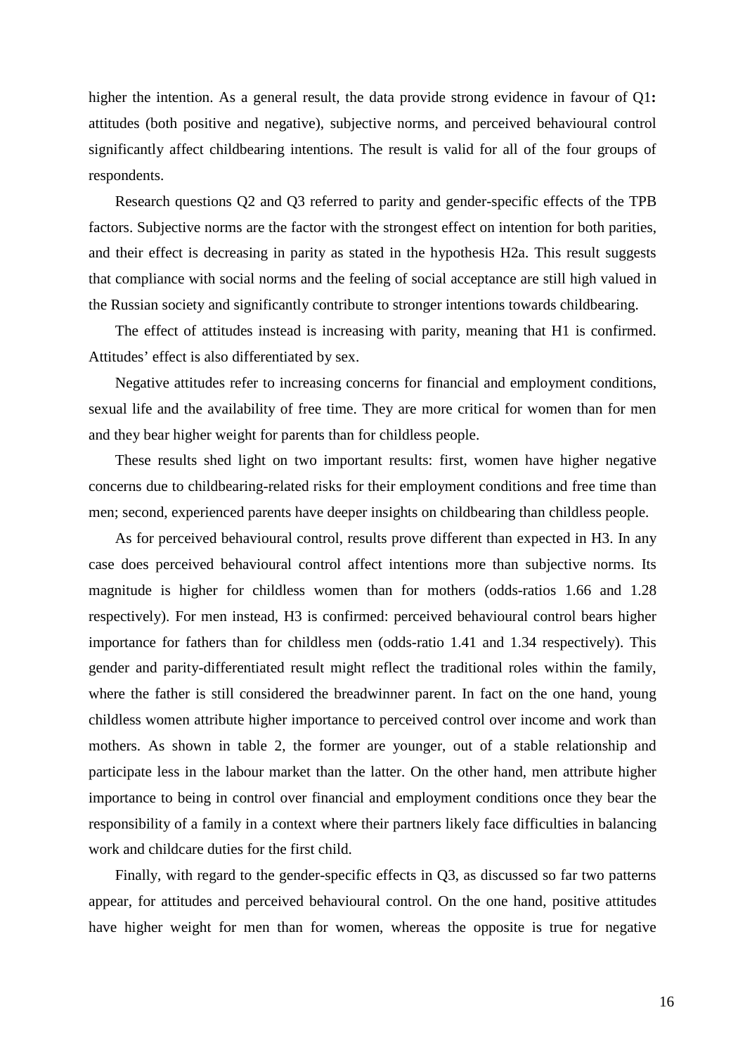higher the intention. As a general result, the data provide strong evidence in favour of Q1**:** attitudes (both positive and negative), subjective norms, and perceived behavioural control significantly affect childbearing intentions. The result is valid for all of the four groups of respondents.

Research questions Q2 and Q3 referred to parity and gender-specific effects of the TPB factors. Subjective norms are the factor with the strongest effect on intention for both parities, and their effect is decreasing in parity as stated in the hypothesis H2a. This result suggests that compliance with social norms and the feeling of social acceptance are still high valued in the Russian society and significantly contribute to stronger intentions towards childbearing.

The effect of attitudes instead is increasing with parity, meaning that H1 is confirmed. Attitudes' effect is also differentiated by sex.

Negative attitudes refer to increasing concerns for financial and employment conditions, sexual life and the availability of free time. They are more critical for women than for men and they bear higher weight for parents than for childless people.

These results shed light on two important results: first, women have higher negative concerns due to childbearing-related risks for their employment conditions and free time than men; second, experienced parents have deeper insights on childbearing than childless people.

As for perceived behavioural control, results prove different than expected in H3. In any case does perceived behavioural control affect intentions more than subjective norms. Its magnitude is higher for childless women than for mothers (odds-ratios 1.66 and 1.28 respectively). For men instead, H3 is confirmed: perceived behavioural control bears higher importance for fathers than for childless men (odds-ratio 1.41 and 1.34 respectively). This gender and parity-differentiated result might reflect the traditional roles within the family, where the father is still considered the breadwinner parent. In fact on the one hand, young childless women attribute higher importance to perceived control over income and work than mothers. As shown in table 2, the former are younger, out of a stable relationship and participate less in the labour market than the latter. On the other hand, men attribute higher importance to being in control over financial and employment conditions once they bear the responsibility of a family in a context where their partners likely face difficulties in balancing work and childcare duties for the first child.

Finally, with regard to the gender-specific effects in Q3, as discussed so far two patterns appear, for attitudes and perceived behavioural control. On the one hand, positive attitudes have higher weight for men than for women, whereas the opposite is true for negative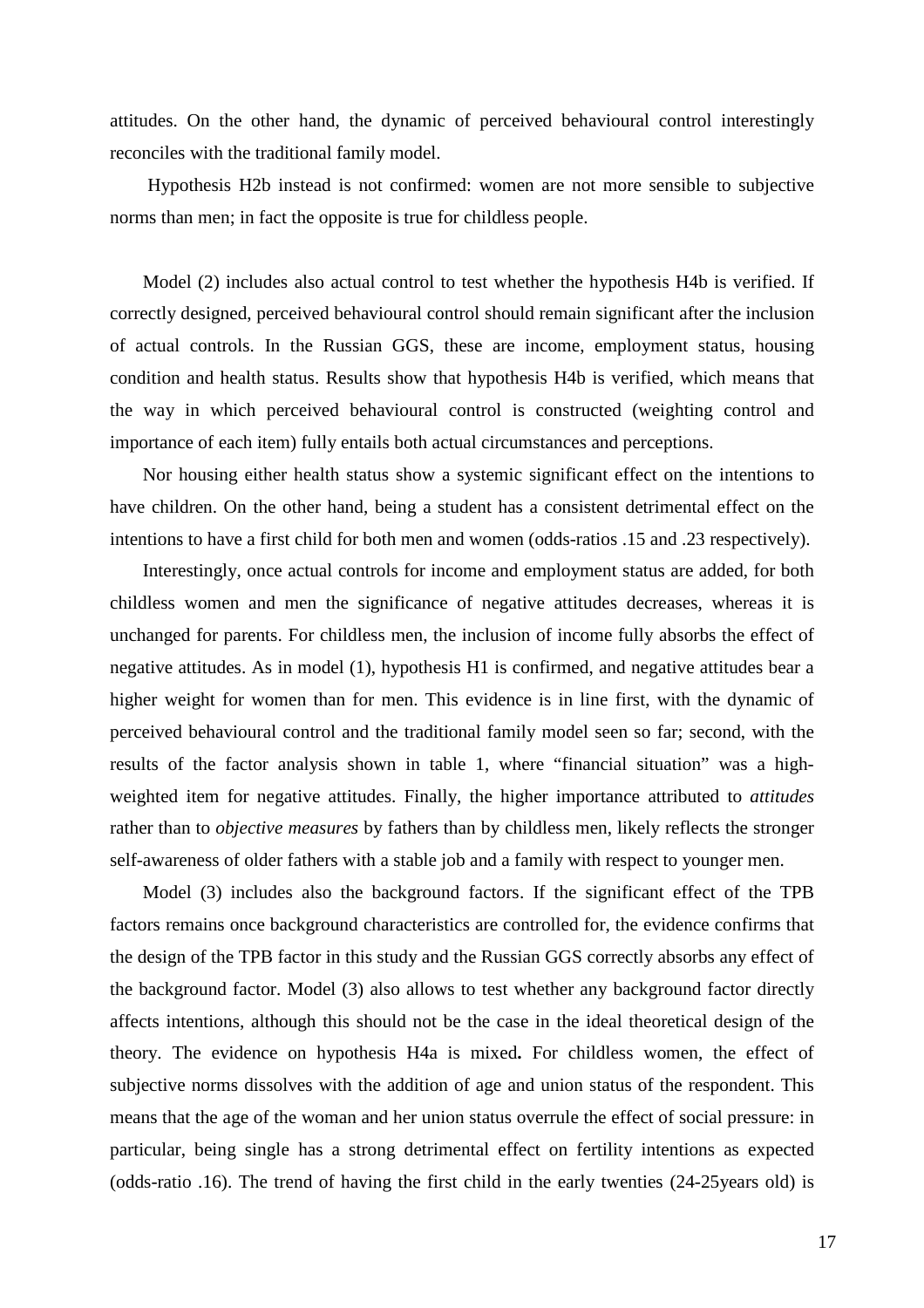attitudes. On the other hand, the dynamic of perceived behavioural control interestingly reconciles with the traditional family model.

Hypothesis H2b instead is not confirmed: women are not more sensible to subjective norms than men; in fact the opposite is true for childless people.

Model (2) includes also actual control to test whether the hypothesis H4b is verified. If correctly designed, perceived behavioural control should remain significant after the inclusion of actual controls. In the Russian GGS, these are income, employment status, housing condition and health status. Results show that hypothesis H4b is verified, which means that the way in which perceived behavioural control is constructed (weighting control and importance of each item) fully entails both actual circumstances and perceptions.

Nor housing either health status show a systemic significant effect on the intentions to have children. On the other hand, being a student has a consistent detrimental effect on the intentions to have a first child for both men and women (odds-ratios .15 and .23 respectively).

Interestingly, once actual controls for income and employment status are added, for both childless women and men the significance of negative attitudes decreases, whereas it is unchanged for parents. For childless men, the inclusion of income fully absorbs the effect of negative attitudes. As in model (1), hypothesis H1 is confirmed, and negative attitudes bear a higher weight for women than for men. This evidence is in line first, with the dynamic of perceived behavioural control and the traditional family model seen so far; second, with the results of the factor analysis shown in table 1, where "financial situation" was a high-weighted item for negative attitudes. Finally, the higher importance attributed to *attitudes* rather than to *objective measures* by fathers than by childless men, likely reflects the stronger self-awareness of older fathers with a stable job and a family with respect to younger men.

Model (3) includes also the background factors. If the significant effect of the TPB factors remains once background characteristics are controlled for, the evidence confirms that the design of the TPB factor in this study and the Russian GGS correctly absorbs any effect of the background factor. Model (3) also allows to test whether any background factor directly affects intentions, although this should not be the case in the ideal theoretical design of the theory. The evidence on hypothesis H4a is mixed**.** For childless women, the effect of subjective norms dissolves with the addition of age and union status of the respondent. This means that the age of the woman and her union status overrule the effect of social pressure: in particular, being single has a strong detrimental effect on fertility intentions as expected (odds-ratio .16). The trend of having the first child in the early twenties (24-25years old) is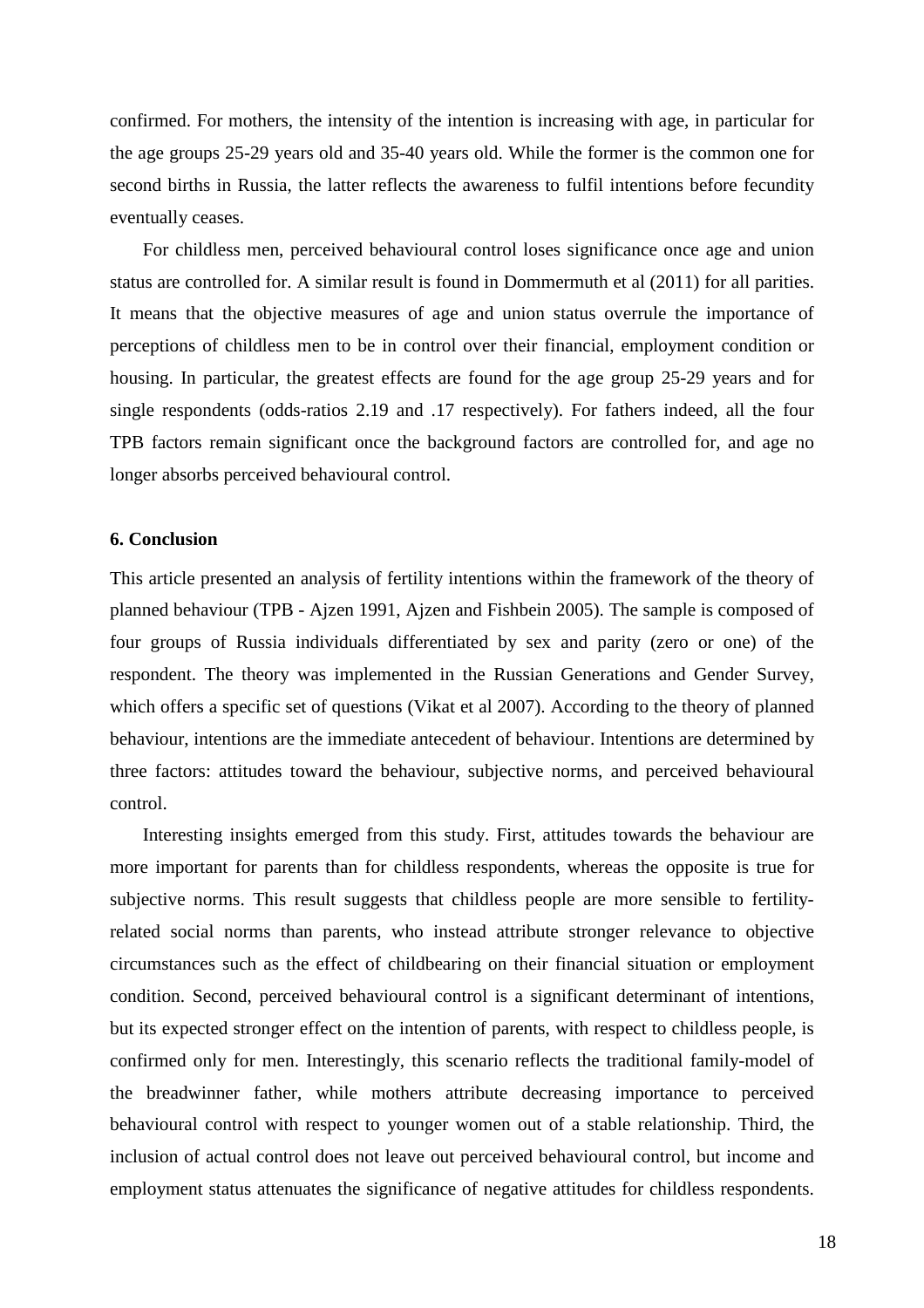confirmed. For mothers, the intensity of the intention is increasing with age, in particular for the age groups 25-29 years old and 35-40 years old. While the former is the common one for second births in Russia, the latter reflects the awareness to fulfil intentions before fecundity eventually ceases.

For childless men, perceived behavioural control loses significance once age and union status are controlled for. A similar result is found in Dommermuth et al (2011) for all parities. It means that the objective measures of age and union status overrule the importance of perceptions of childless men to be in control over their financial, employment condition or housing. In particular, the greatest effects are found for the age group 25-29 years and for single respondents (odds-ratios 2.19 and .17 respectively). For fathers indeed, all the four TPB factors remain significant once the background factors are controlled for, and age no longer absorbs perceived behavioural control.

## 6. Conclusion

This article presented an analysis of fertility intentions within the framework of the theory of planned behaviour (TPB - Ajzen 1991, Ajzen and Fishbein 2005). The sample is composed of four groups of Russia individuals differentiated by sex and parity (zero or one) of the respondent. The theory was implemented in the Russian Generations and Gender Survey, which offers a specific set of questions (Vikat et al 2007). According to the theory of planned behaviour, intentions are the immediate antecedent of behaviour. Intentions are determined by three factors: attitudes toward the behaviour, subjective norms, and perceived behavioural control.

Interesting insights emerged from this study. First, attitudes towards the behaviour are more important for parents than for childless respondents, whereas the opposite is true for subjective norms. This result suggests that childless people are more sensible to fertility-related social norms than parents, who instead attribute stronger relevance to objective circumstances such as the effect of childbearing on their financial situation or employment condition. Second, perceived behavioural control is a significant determinant of intentions, but its expected stronger effect on the intention of parents, with respect to childless people, is confirmed only for men. Interestingly, this scenario reflects the traditional family-model of the breadwinner father, while mothers attribute decreasing importance to perceived behavioural control with respect to younger women out of a stable relationship. Third, the inclusion of actual control does not leave out perceived behavioural control, but income and employment status attenuates the significance of negative attitudes for childless respondents.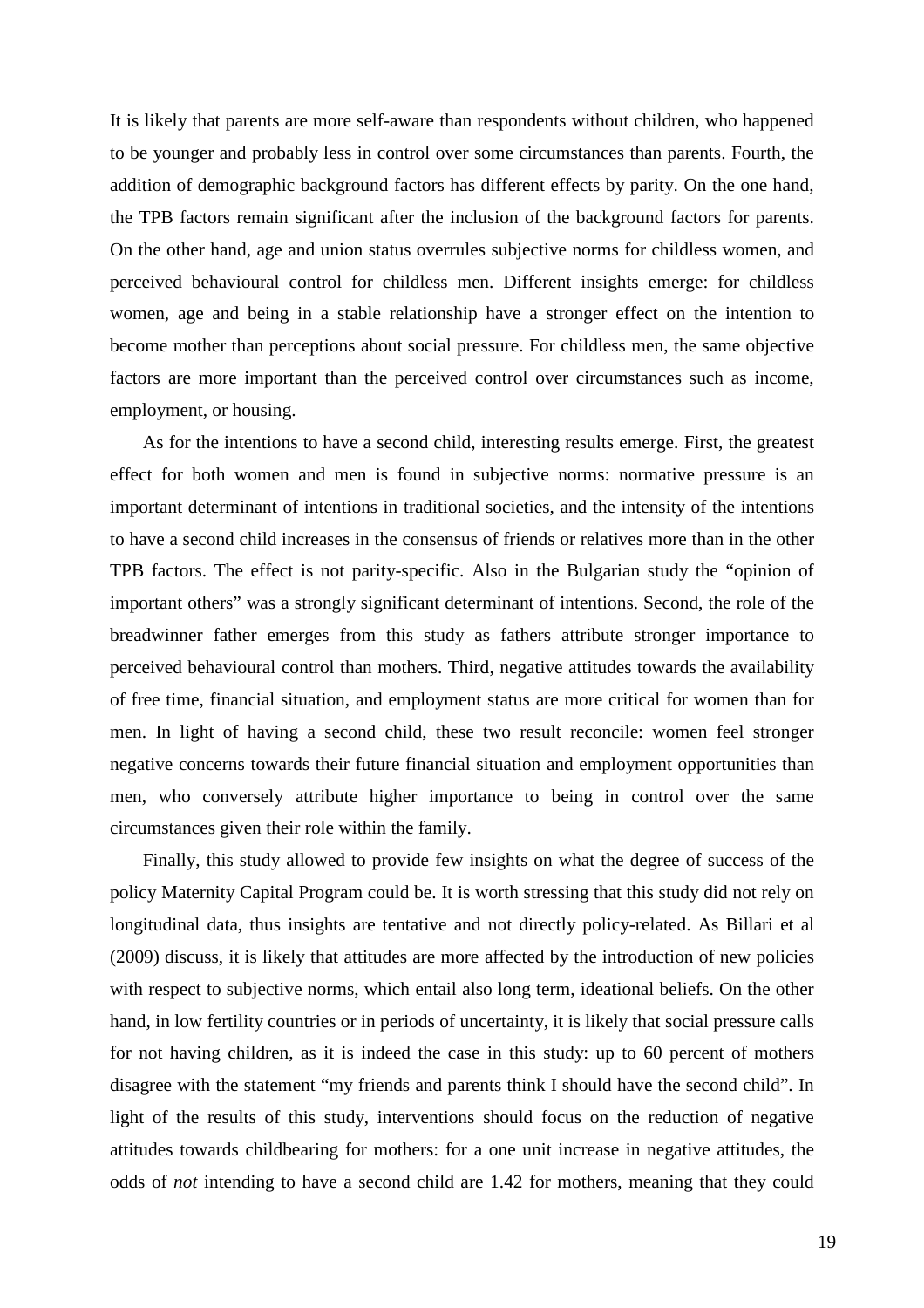It is likely that parents are more self-aware than respondents without children, who happened to be younger and probably less in control over some circumstances than parents. Fourth, the addition of demographic background factors has different effects by parity. On the one hand, the TPB factors remain significant after the inclusion of the background factors for parents. On the other hand, age and union status overrules subjective norms for childless women, and perceived behavioural control for childless men. Different insights emerge: for childless women, age and being in a stable relationship have a stronger effect on the intention to become mother than perceptions about social pressure. For childless men, the same objective factors are more important than the perceived control over circumstances such as income, employment, or housing.

As for the intentions to have a second child, interesting results emerge. First, the greatest effect for both women and men is found in subjective norms: normative pressure is an important determinant of intentions in traditional societies, and the intensity of the intentions to have a second child increases in the consensus of friends or relatives more than in the other TPB factors. The effect is not parity-specific. Also in the Bulgarian study the "opinion of important others" was a strongly significant determinant of intentions. Second, the role of the breadwinner father emerges from this study as fathers attribute stronger importance to perceived behavioural control than mothers. Third, negative attitudes towards the availability of free time, financial situation, and employment status are more critical for women than for men. In light of having a second child, these two result reconcile: women feel stronger negative concerns towards their future financial situation and employment opportunities than men, who conversely attribute higher importance to being in control over the same circumstances given their role within the family.

Finally, this study allowed to provide few insights on what the degree of success of the policy Maternity Capital Program could be. It is worth stressing that this study did not rely on longitudinal data, thus insights are tentative and not directly policy-related. As Billari et al (2009) discuss, it is likely that attitudes are more affected by the introduction of new policies with respect to subjective norms, which entail also long term, ideational beliefs. On the other hand, in low fertility countries or in periods of uncertainty, it is likely that social pressure calls for not having children, as it is indeed the case in this study: up to 60 percent of mothers disagree with the statement "my friends and parents think I should have the second child". In light of the results of this study, interventions should focus on the reduction of negative attitudes towards childbearing for mothers: for a one unit increase in negative attitudes, the odds of *not* intending to have a second child are 1.42 for mothers, meaning that they could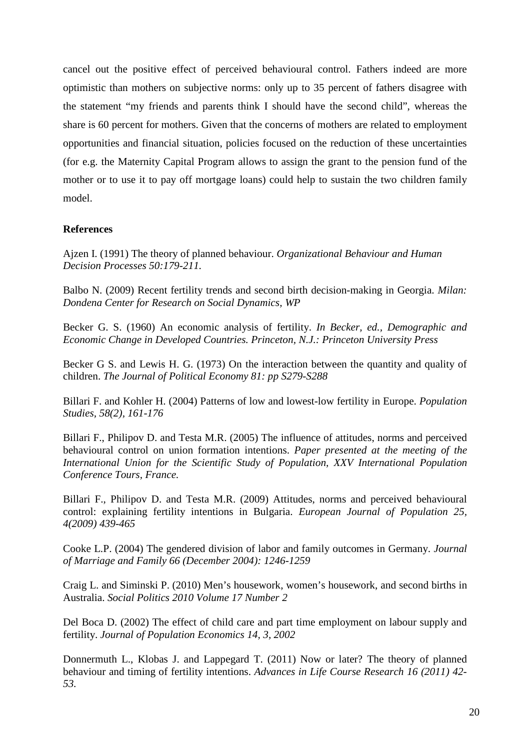cancel out the positive effect of perceived behavioural control. Fathers indeed are more optimistic than mothers on subjective norms: only up to 35 percent of fathers disagree with the statement "my friends and parents think I should have the second child", whereas the share is 60 percent for mothers. Given that the concerns of mothers are related to employment opportunities and financial situation, policies focused on the reduction of these uncertainties (for e.g. the Maternity Capital Program allows to assign the grant to the pension fund of the mother or to use it to pay off mortgage loans) could help to sustain the two children family model.

**References**

Ajzen I. (1991) The theory of planned behaviour. *Organizational Behaviour and Human Decision Processes 50:179-211.*

Balbo N. (2009) Recent fertility trends and second birth decision-making in Georgia. *Milan: Dondena Center for Research on Social Dynamics, WP*

Becker G. S. (1960) An economic analysis of fertility. *In Becker, ed., Demographic and Economic Change in Developed Countries. Princeton, N.J.: Princeton University Press*

Becker G S. and Lewis H. G. (1973) On the interaction between the quantity and quality of children. *The Journal of Political Economy 81: pp S279-S288*

Billari F. and Kohler H. (2004) Patterns of low and lowest-low fertility in Europe. *Population Studies, 58(2), 161-176*

Billari F., Philipov D. and Testa M.R. (2005) The influence of attitudes, norms and perceived behavioural control on union formation intentions. *Paper presented at the meeting of the International Union for the Scientific Study of Population, XXV International Population Conference Tours, France.*

Billari F., Philipov D. and Testa M.R. (2009) Attitudes, norms and perceived behavioural control: explaining fertility intentions in Bulgaria. *European Journal of Population 25, 4(2009) 439-465*

Cooke L.P. (2004) The gendered division of labor and family outcomes in Germany. *Journal of Marriage and Family 66 (December 2004): 1246-1259*

Craig L. and Siminski P. (2010) Men's housework, women's housework, and second births in Australia. *Social Politics 2010 Volume 17 Number 2*

Del Boca D. (2002) The effect of child care and part time employment on labour supply and fertility. *Journal of Population Economics 14, 3, 2002*

Donnermuth L., Klobas J. and Lappegard T. (2011) Now or later? The theory of planned behaviour and timing of fertility intentions. *Advances in Life Course Research 16 (2011) 42-53.*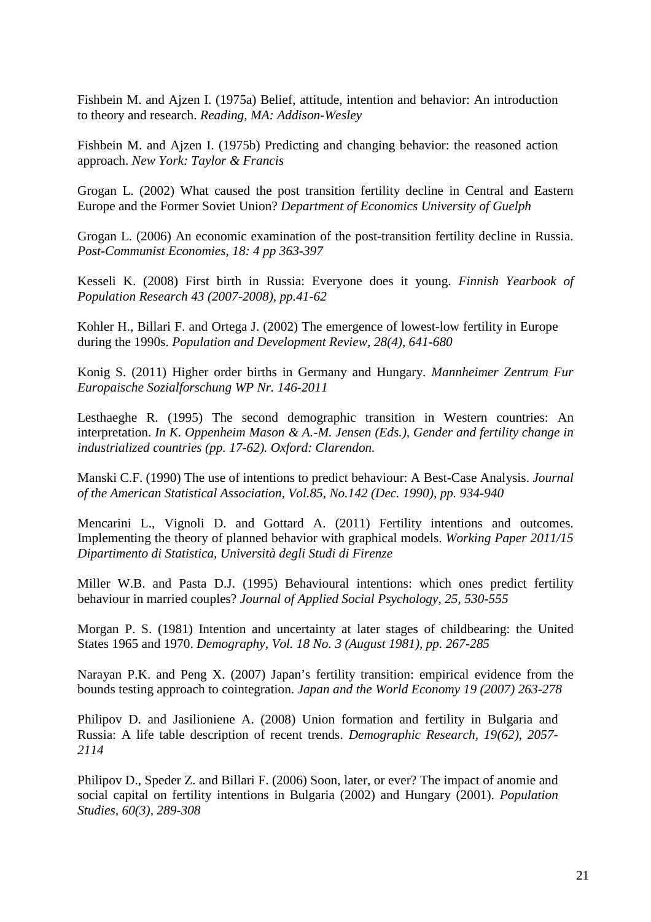Fishbein M. and Ajzen I. (1975a) Belief, attitude, intention and behavior: An introduction to theory and research. *Reading, MA: Addison-Wesley*

Fishbein M. and Ajzen I. (1975b) Predicting and changing behavior: the reasoned action approach. *New York: Taylor & Francis*

Grogan L. (2002) What caused the post transition fertility decline in Central and Eastern Europe and the Former Soviet Union? *Department of Economics University of Guelph*

Grogan L. (2006) An economic examination of the post-transition fertility decline in Russia. *Post-Communist Economies, 18: 4 pp 363-397*

Kesseli K. (2008) First birth in Russia: Everyone does it young. *Finnish Yearbook of Population Research 43 (2007-2008), pp.41-62*

Kohler H., Billari F. and Ortega J. (2002) The emergence of lowest-low fertility in Europe during the 1990s. *Population and Development Review, 28(4), 641-680*

Konig S. (2011) Higher order births in Germany and Hungary. *Mannheimer Zentrum Fur Europaische Sozialforschung WP Nr. 146-2011*

Lesthaeghe R. (1995) The second demographic transition in Western countries: An interpretation. *In K. Oppenheim Mason & A.-M. Jensen (Eds.), Gender and fertility change in industrialized countries (pp. 17-62). Oxford: Clarendon.*

Manski C.F. (1990) The use of intentions to predict behaviour: A Best-Case Analysis. *Journal of the American Statistical Association, Vol.85, No.142 (Dec. 1990), pp. 934-940*

Mencarini L., Vignoli D. and Gottard A. (2011) Fertility intentions and outcomes. Implementing the theory of planned behavior with graphical models. *Working Paper 2011/15 Dipartimento di Statistica, Università degli Studi di Firenze*

Miller W.B. and Pasta D.J. (1995) Behavioural intentions: which ones predict fertility behaviour in married couples? *Journal of Applied Social Psychology, 25, 530-555*

Morgan P. S. (1981) Intention and uncertainty at later stages of childbearing: the United States 1965 and 1970. *Demography, Vol. 18 No. 3 (August 1981), pp. 267-285*

Narayan P.K. and Peng X. (2007) Japan's fertility transition: empirical evidence from the bounds testing approach to cointegration. *Japan and the World Economy 19 (2007) 263-278*

Philipov D. and Jasilioniene A. (2008) Union formation and fertility in Bulgaria and Russia: A life table description of recent trends. *Demographic Research, 19(62), 2057-2114*

Philipov D., Speder Z. and Billari F. (2006) Soon, later, or ever? The impact of anomie and social capital on fertility intentions in Bulgaria (2002) and Hungary (2001). *Population Studies, 60(3), 289-308*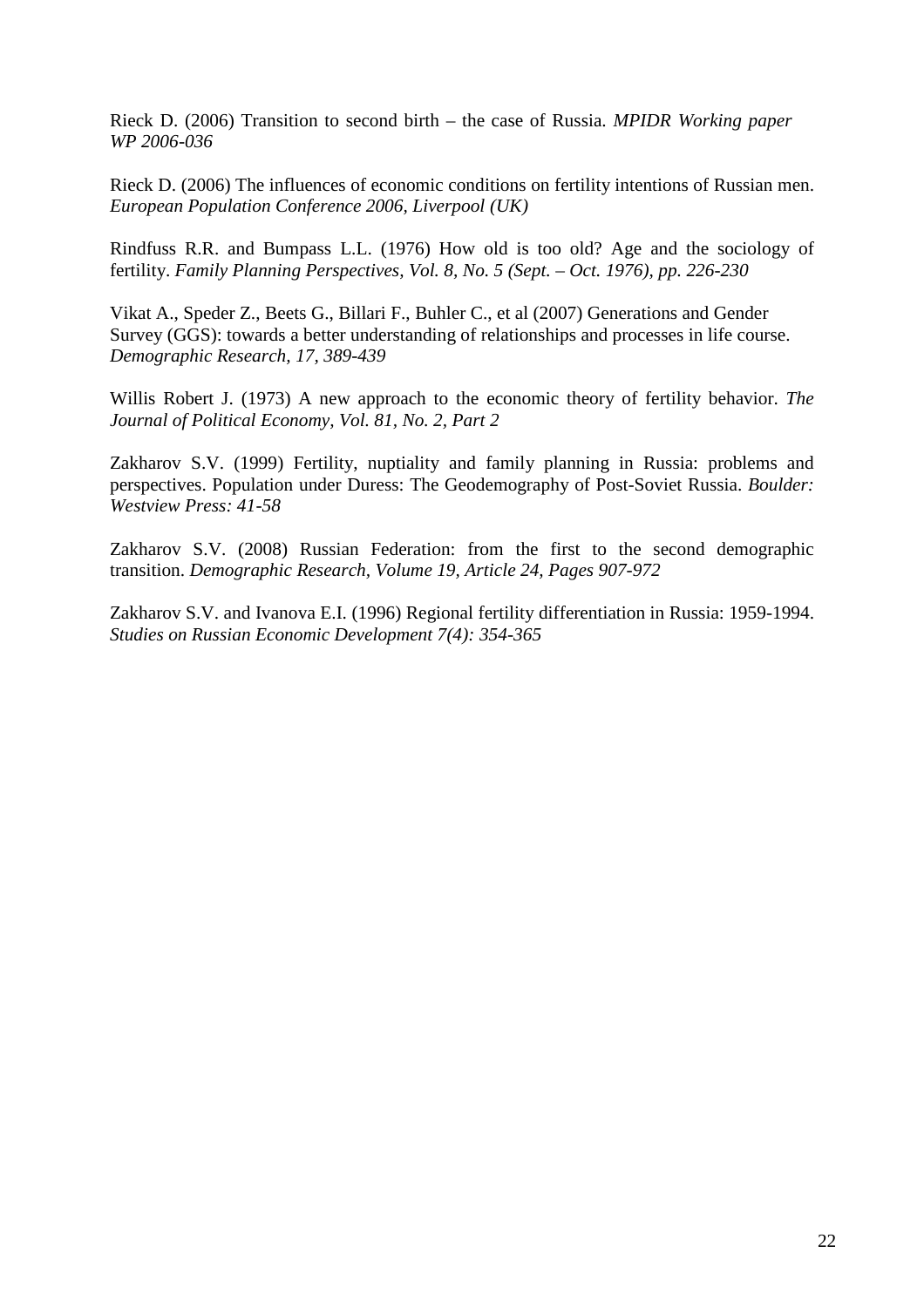Rieck D. (2006) Transition to second birth – the case of Russia. *MPIDR Working paper WP 2006-036*

Rieck D. (2006) The influences of economic conditions on fertility intentions of Russian men. *European Population Conference 2006, Liverpool (UK)*

Rindfuss R.R. and Bumpass L.L. (1976) How old is too old? Age and the sociology of fertility. *Family Planning Perspectives, Vol. 8, No. 5 (Sept. – Oct. 1976), pp. 226-230*

Vikat A., Speder Z., Beets G., Billari F., Buhler C., et al (2007) Generations and Gender Survey (GGS): towards a better understanding of relationships and processes in life course. *Demographic Research, 17, 389-439*

Willis Robert J. (1973) A new approach to the economic theory of fertility behavior. *The Journal of Political Economy, Vol. 81, No. 2, Part 2*

Zakharov S.V. (1999) Fertility, nuptiality and family planning in Russia: problems and perspectives. Population under Duress: The Geodemography of Post-Soviet Russia. *Boulder: Westview Press: 41-58*

Zakharov S.V. (2008) Russian Federation: from the first to the second demographic transition. *Demographic Research, Volume 19, Article 24, Pages 907-972*

Zakharov S.V. and Ivanova E.I. (1996) Regional fertility differentiation in Russia: 1959-1994. *Studies on Russian Economic Development 7(4): 354-365*